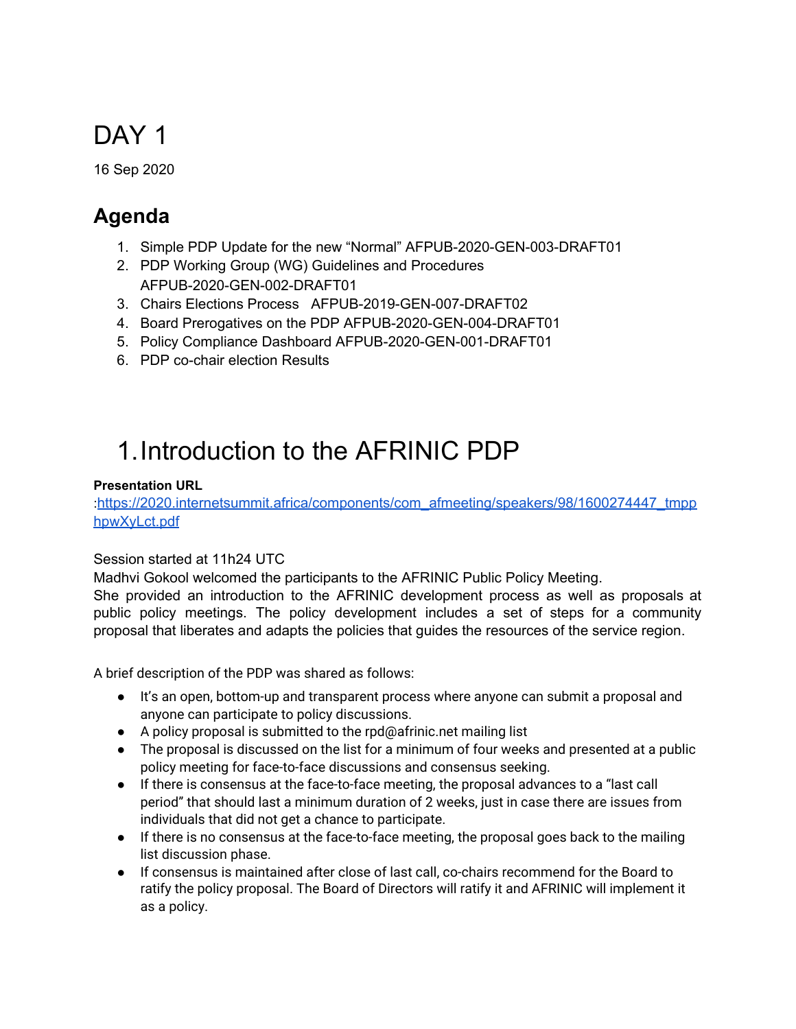# DAY 1

16 Sep 2020

## Agenda

1. Simple PDP Update for the new "Normal" AFPUB-2020-GEN-003-DRAFT01
2. PDP Working Group (WG) Guidelines and Procedures AFPUB-2020-GEN-002-DRAFT01
3. Chairs Elections Process AFPUB-2019-GEN-007-DRAFT02
4. Board Prerogatives on the PDP AFPUB-2020-GEN-004-DRAFT01
5. Policy Compliance Dashboard AFPUB-2020-GEN-001-DRAFT01
6. PDP co-chair election Results

# 1. Introduction to the AFRINIC PDP

**Presentation URL**
:[https://2020.internetsummit.africa/components/com_afmeeting/speakers/98/1600274447_tmpphpwXyLct.pdf](https://2020.internetsummit.africa/components/com_afmeeting/speakers/98/1600274447_tmpphpwXyLct.pdf)

Session started at 11h24 UTC
Madhvi Gokool welcomed the participants to the AFRINIC Public Policy Meeting.
She provided an introduction to the AFRINIC development process as well as proposals at public policy meetings. The policy development includes a set of steps for a community proposal that liberates and adapts the policies that guides the resources of the service region.

A brief description of the PDP was shared as follows:

- It's an open, bottom-up and transparent process where anyone can submit a proposal and anyone can participate to policy discussions.
- A policy proposal is submitted to the rpd@afrinic.net mailing list
- The proposal is discussed on the list for a minimum of four weeks and presented at a public policy meeting for face-to-face discussions and consensus seeking.
- If there is consensus at the face-to-face meeting, the proposal advances to a "last call period" that should last a minimum duration of 2 weeks, just in case there are issues from individuals that did not get a chance to participate.
- If there is no consensus at the face-to-face meeting, the proposal goes back to the mailing list discussion phase.
- If consensus is maintained after close of last call, co-chairs recommend for the Board to ratify the policy proposal. The Board of Directors will ratify it and AFRINIC will implement it as a policy.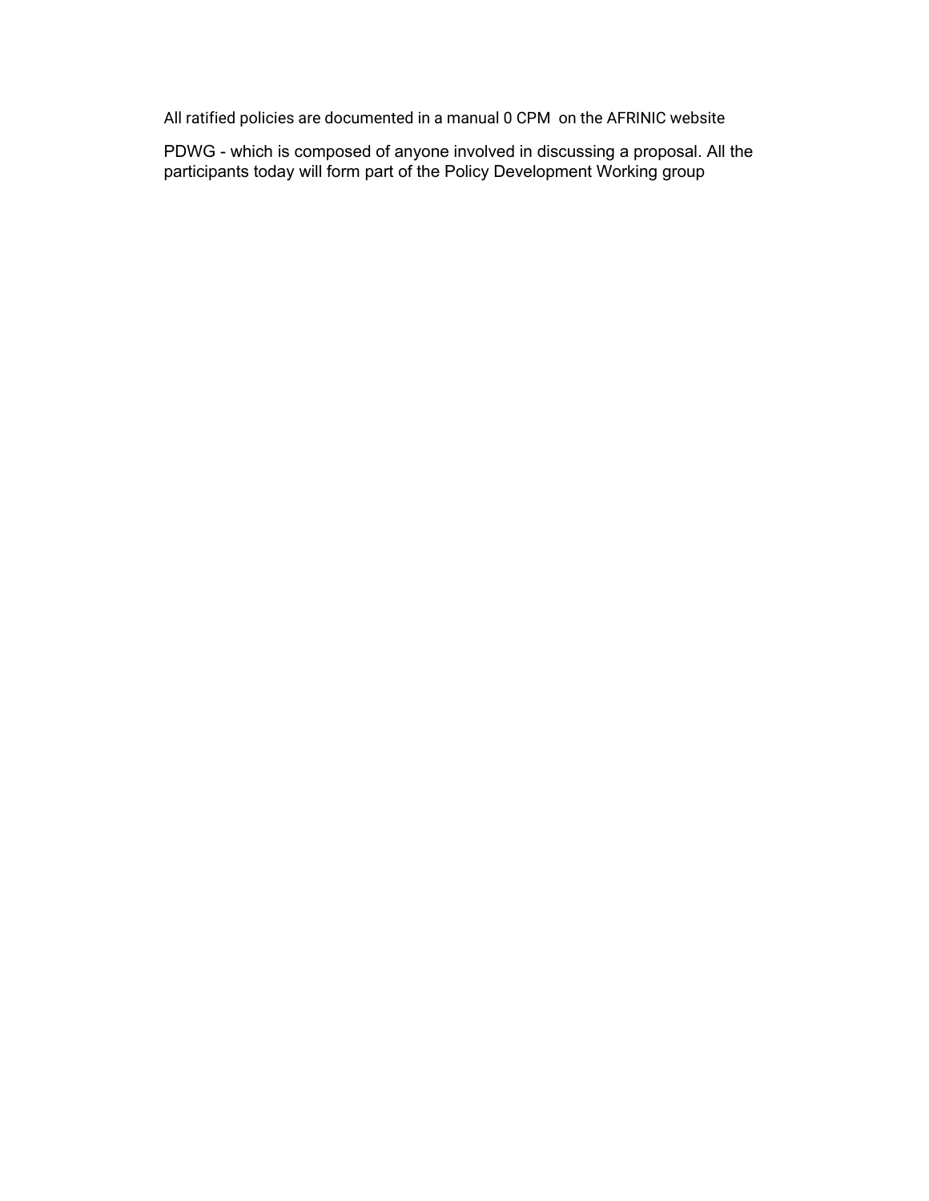All ratified policies are documented in a manual 0 CPM  on the AFRINIC website

PDWG - which is composed of anyone involved in discussing a proposal. All the participants today will form part of the Policy Development Working group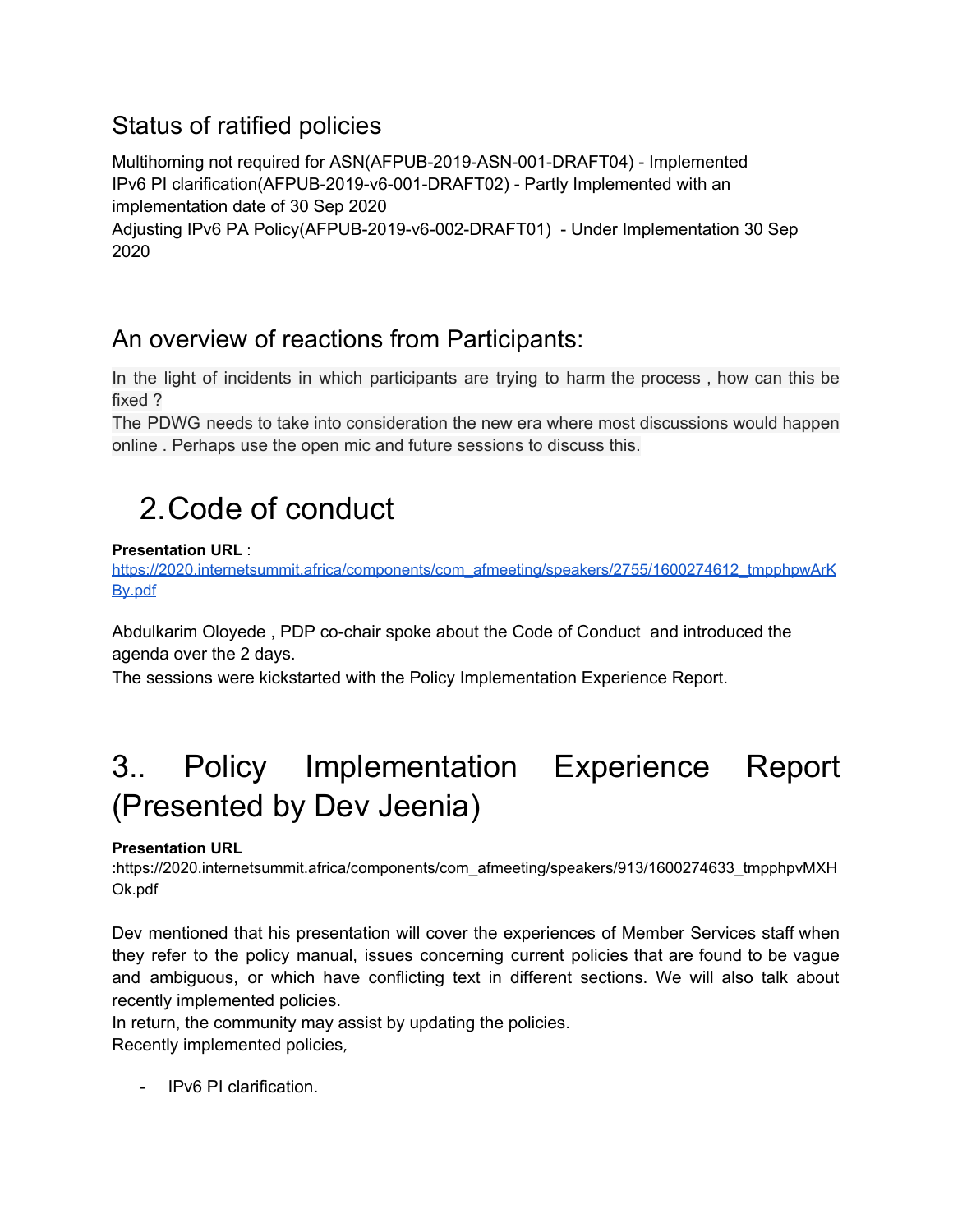## Status of ratified policies

Multihoming not required for ASN(AFPUB-2019-ASN-001-DRAFT04) - Implemented
IPv6 PI clarification(AFPUB-2019-v6-001-DRAFT02) - Partly Implemented with an implementation date of 30 Sep 2020
Adjusting IPv6 PA Policy(AFPUB-2019-v6-002-DRAFT01) - Under Implementation 30 Sep 2020

## An overview of reactions from Participants:

In the light of incidents in which participants are trying to harm the process , how can this be fixed ?
The PDWG needs to take into consideration the new era where most discussions would happen online . Perhaps use the open mic and future sessions to discuss this.

# 2. Code of conduct

**Presentation URL** :
https://2020.internetsummit.africa/components/com_afmeeting/speakers/2755/1600274612_tmpphpwArKBy.pdf

Abdulkarim Oloyede , PDP co-chair spoke about the Code of Conduct and introduced the agenda over the 2 days.
The sessions were kickstarted with the Policy Implementation Experience Report.

# 3.. Policy Implementation Experience Report (Presented by Dev Jeenia)

**Presentation URL**
:https://2020.internetsummit.africa/components/com_afmeeting/speakers/913/1600274633_tmpphpvMXHOk.pdf

Dev mentioned that his presentation will cover the experiences of Member Services staff when they refer to the policy manual, issues concerning current policies that are found to be vague and ambiguous, or which have conflicting text in different sections. We will also talk about recently implemented policies.
In return, the community may assist by updating the policies.
Recently implemented policies,

- IPv6 PI clarification.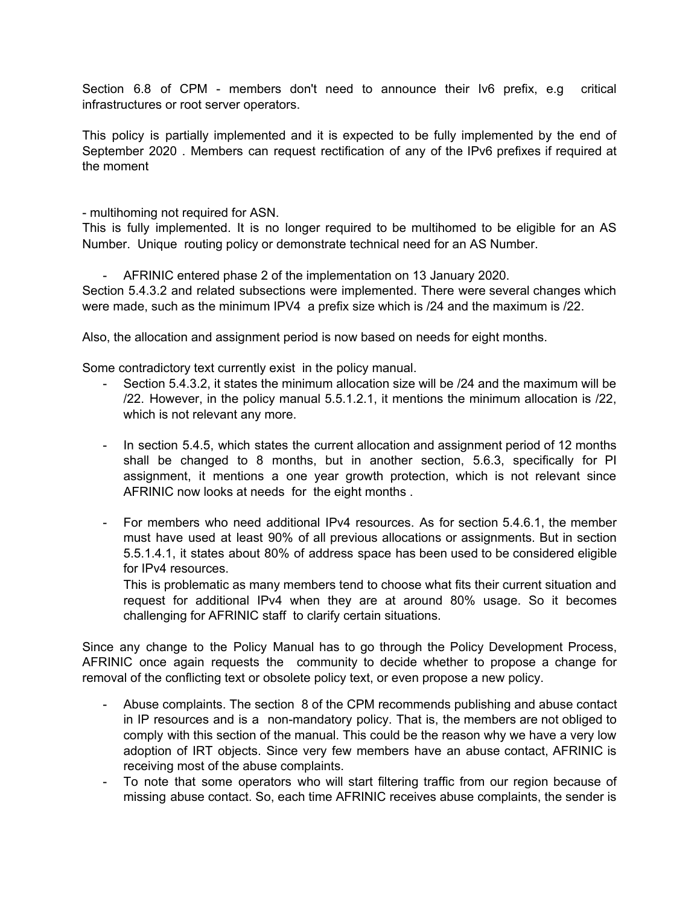Section 6.8 of CPM - members don't need to announce their Iv6 prefix, e.g critical infrastructures or root server operators.

This policy is partially implemented and it is expected to be fully implemented by the end of September 2020 . Members can request rectification of any of the IPv6 prefixes if required at the moment

- multihoming not required for ASN.

This is fully implemented. It is no longer required to be multihomed to be eligible for an AS Number. Unique routing policy or demonstrate technical need for an AS Number.

- AFRINIC entered phase 2 of the implementation on 13 January 2020.

Section 5.4.3.2 and related subsections were implemented. There were several changes which were made, such as the minimum IPV4 a prefix size which is /24 and the maximum is /22.

Also, the allocation and assignment period is now based on needs for eight months.

Some contradictory text currently exist in the policy manual.

- Section 5.4.3.2, it states the minimum allocation size will be /24 and the maximum will be /22. However, in the policy manual 5.5.1.2.1, it mentions the minimum allocation is /22, which is not relevant any more.

- In section 5.4.5, which states the current allocation and assignment period of 12 months shall be changed to 8 months, but in another section, 5.6.3, specifically for PI assignment, it mentions a one year growth protection, which is not relevant since AFRINIC now looks at needs for the eight months .

- For members who need additional IPv4 resources. As for section 5.4.6.1, the member must have used at least 90% of all previous allocations or assignments. But in section 5.5.1.4.1, it states about 80% of address space has been used to be considered eligible for IPv4 resources.

  This is problematic as many members tend to choose what fits their current situation and request for additional IPv4 when they are at around 80% usage. So it becomes challenging for AFRINIC staff to clarify certain situations.

Since any change to the Policy Manual has to go through the Policy Development Process, AFRINIC once again requests the community to decide whether to propose a change for removal of the conflicting text or obsolete policy text, or even propose a new policy.

- Abuse complaints. The section 8 of the CPM recommends publishing and abuse contact in IP resources and is a non-mandatory policy. That is, the members are not obliged to comply with this section of the manual. This could be the reason why we have a very low adoption of IRT objects. Since very few members have an abuse contact, AFRINIC is receiving most of the abuse complaints.
- To note that some operators who will start filtering traffic from our region because of missing abuse contact. So, each time AFRINIC receives abuse complaints, the sender is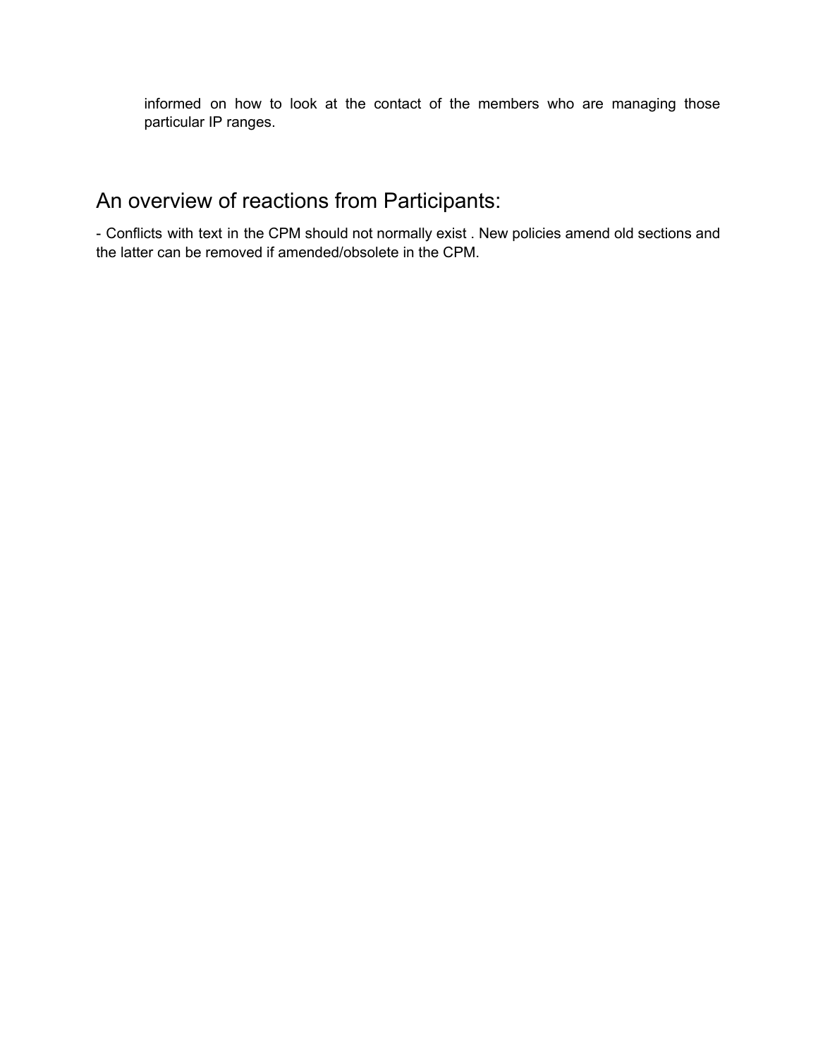informed on how to look at the contact of the members who are managing those particular IP ranges.

## An overview of reactions from Participants:

- Conflicts with text in the CPM should not normally exist . New policies amend old sections and the latter can be removed if amended/obsolete in the CPM.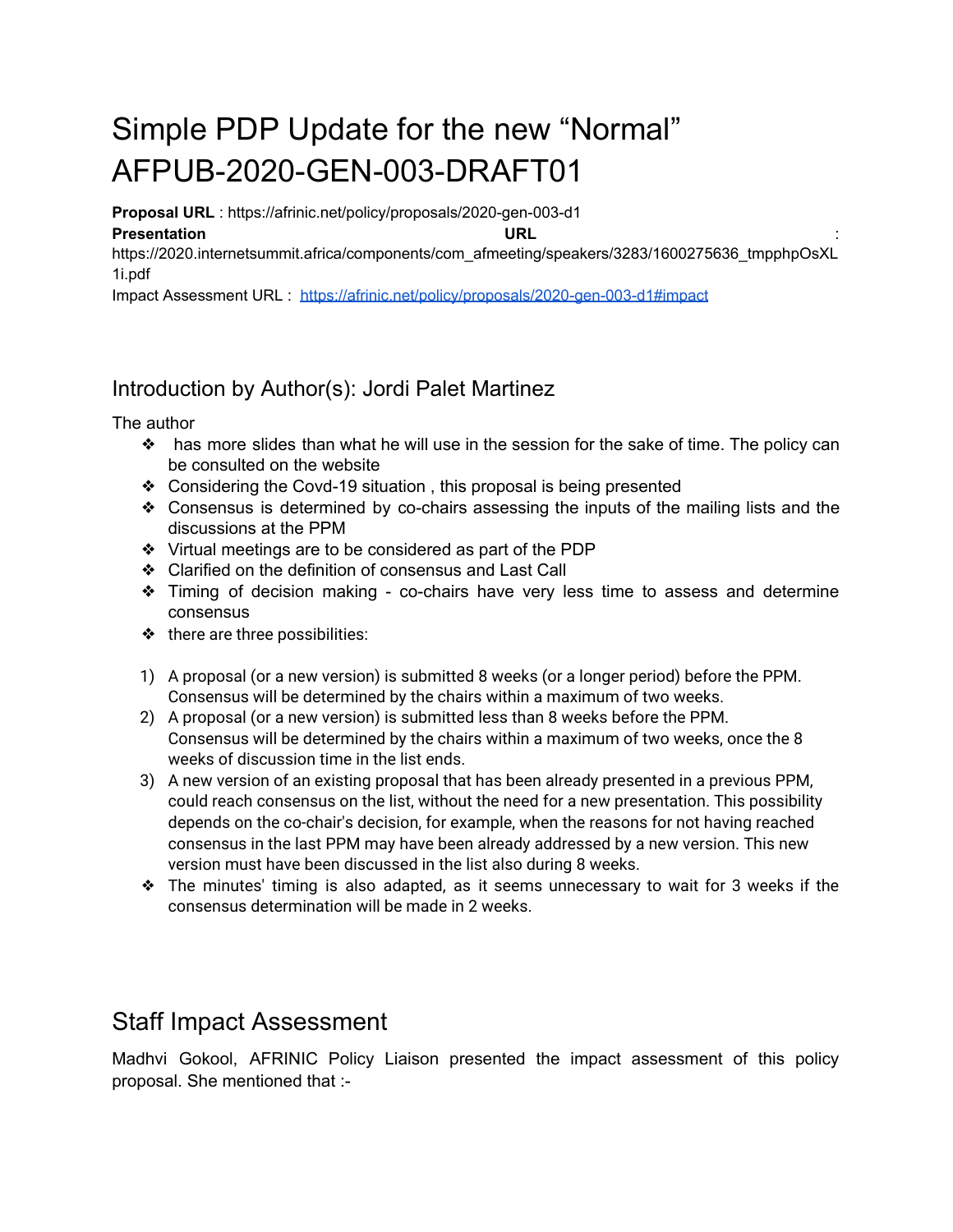# Simple PDP Update for the new "Normal" AFPUB-2020-GEN-003-DRAFT01

**Proposal URL** : https://afrinic.net/policy/proposals/2020-gen-003-d1
**Presentation URL** : https://2020.internetsummit.africa/components/com_afmeeting/speakers/3283/1600275636_tmpphpOsXL1i.pdf
Impact Assessment URL : https://afrinic.net/policy/proposals/2020-gen-003-d1#impact

## Introduction by Author(s): Jordi Palet Martinez

The author

- has more slides than what he will use in the session for the sake of time. The policy can be consulted on the website
- Considering the Covd-19 situation , this proposal is being presented
- Consensus is determined by co-chairs assessing the inputs of the mailing lists and the discussions at the PPM
- Virtual meetings are to be considered as part of the PDP
- Clarified on the definition of consensus and Last Call
- Timing of decision making - co-chairs have very less time to assess and determine consensus
- there are three possibilities:

1) A proposal (or a new version) is submitted 8 weeks (or a longer period) before the PPM. Consensus will be determined by the chairs within a maximum of two weeks.
2) A proposal (or a new version) is submitted less than 8 weeks before the PPM. Consensus will be determined by the chairs within a maximum of two weeks, once the 8 weeks of discussion time in the list ends.
3) A new version of an existing proposal that has been already presented in a previous PPM, could reach consensus on the list, without the need for a new presentation. This possibility depends on the co-chair's decision, for example, when the reasons for not having reached consensus in the last PPM may have been already addressed by a new version. This new version must have been discussed in the list also during 8 weeks.

- The minutes' timing is also adapted, as it seems unnecessary to wait for 3 weeks if the consensus determination will be made in 2 weeks.

## Staff Impact Assessment

Madhvi Gokool, AFRINIC Policy Liaison presented the impact assessment of this policy proposal. She mentioned that :-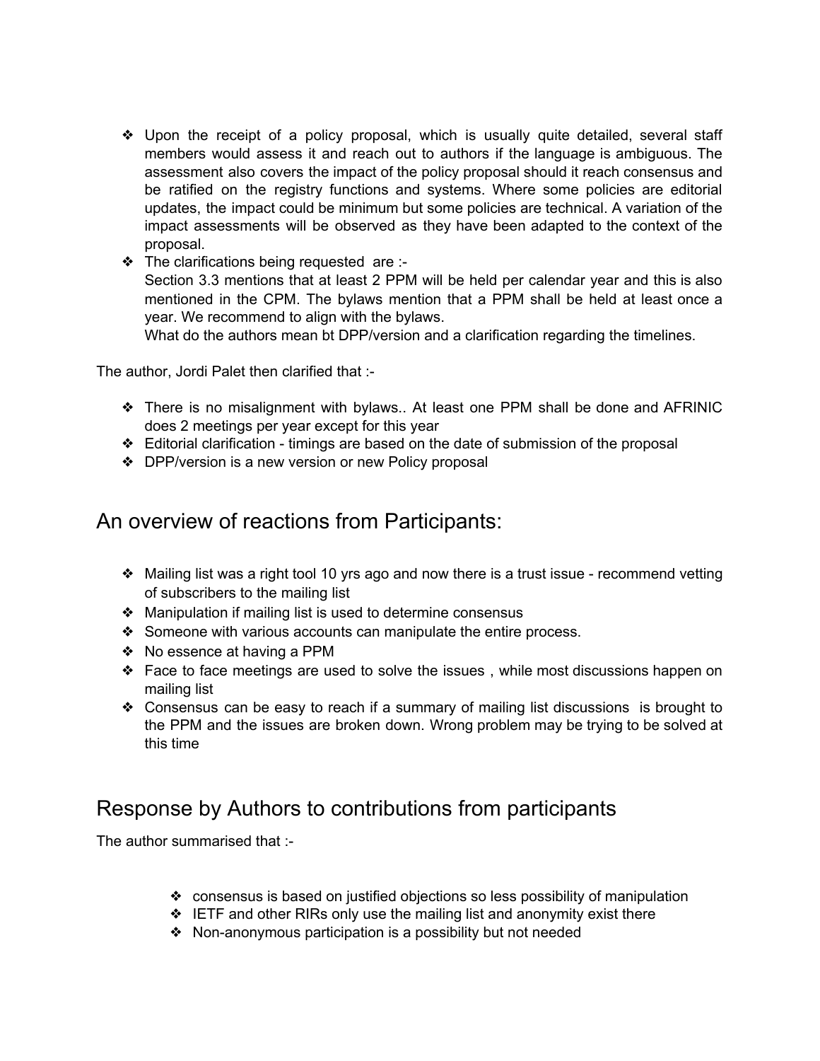- Upon the receipt of a policy proposal, which is usually quite detailed, several staff members would assess it and reach out to authors if the language is ambiguous. The assessment also covers the impact of the policy proposal should it reach consensus and be ratified on the registry functions and systems. Where some policies are editorial updates, the impact could be minimum but some policies are technical. A variation of the impact assessments will be observed as they have been adapted to the context of the proposal.
- The clarifications being requested are :-
  Section 3.3 mentions that at least 2 PPM will be held per calendar year and this is also mentioned in the CPM. The bylaws mention that a PPM shall be held at least once a year. We recommend to align with the bylaws.
  What do the authors mean bt DPP/version and a clarification regarding the timelines.

The author, Jordi Palet then clarified that :-

- There is no misalignment with bylaws.. At least one PPM shall be done and AFRINIC does 2 meetings per year except for this year
- Editorial clarification - timings are based on the date of submission of the proposal
- DPP/version is a new version or new Policy proposal

## An overview of reactions from Participants:

- Mailing list was a right tool 10 yrs ago and now there is a trust issue - recommend vetting of subscribers to the mailing list
- Manipulation if mailing list is used to determine consensus
- Someone with various accounts can manipulate the entire process.
- No essence at having a PPM
- Face to face meetings are used to solve the issues , while most discussions happen on mailing list
- Consensus can be easy to reach if a summary of mailing list discussions is brought to the PPM and the issues are broken down. Wrong problem may be trying to be solved at this time

## Response by Authors to contributions from participants

The author summarised that :-

- consensus is based on justified objections so less possibility of manipulation
- IETF and other RIRs only use the mailing list and anonymity exist there
- Non-anonymous participation is a possibility but not needed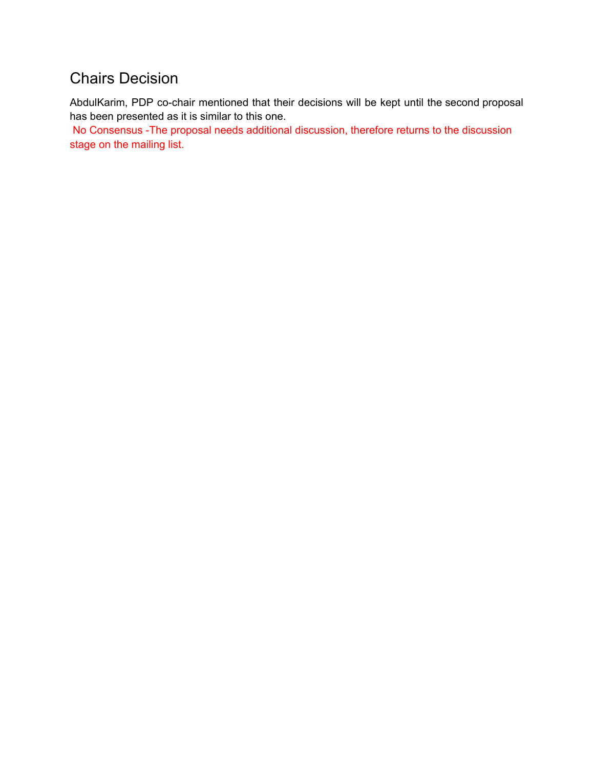## Chairs Decision

AbdulKarim, PDP co-chair mentioned that their decisions will be kept until the second proposal has been presented as it is similar to this one.

No Consensus -The proposal needs additional discussion, therefore returns to the discussion stage on the mailing list.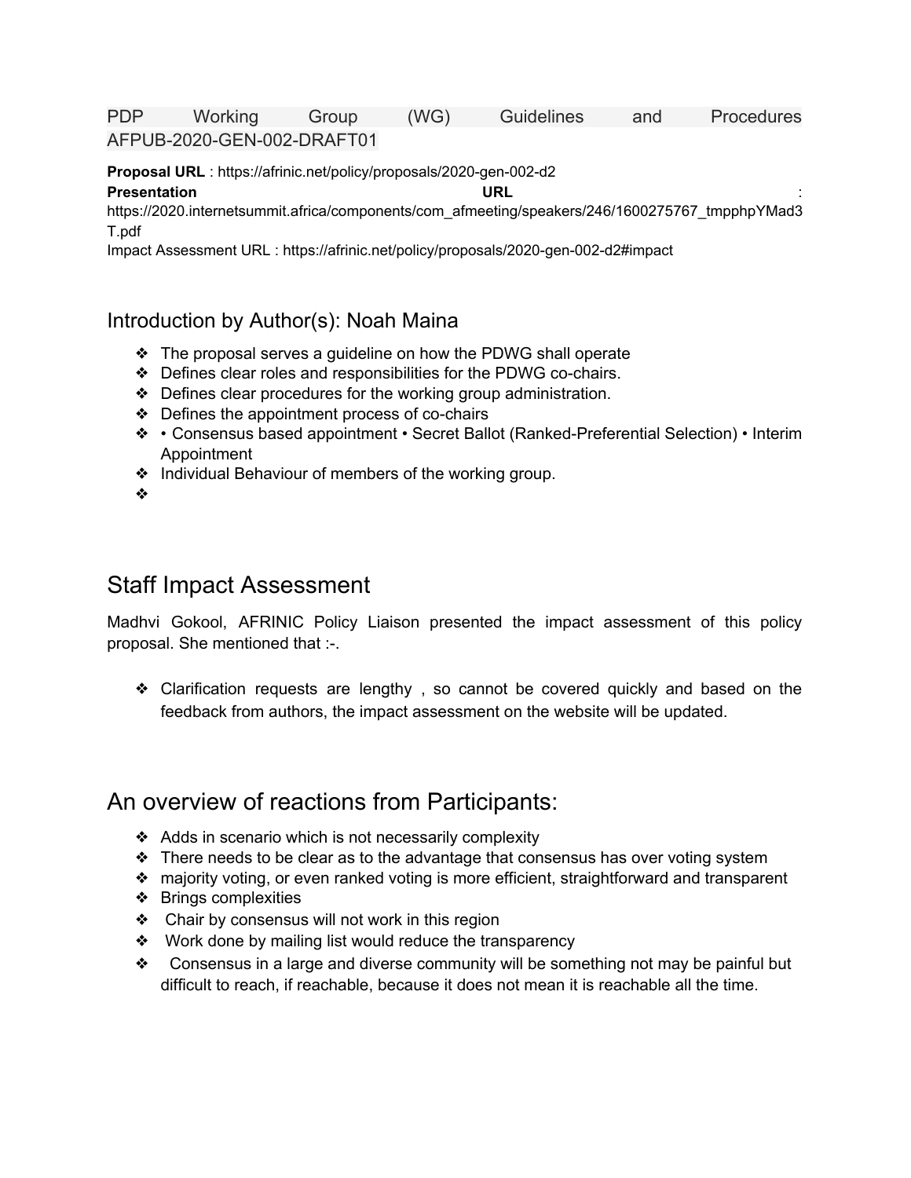PDP Working Group (WG) Guidelines and Procedures AFPUB-2020-GEN-002-DRAFT01

**Proposal URL** : https://afrinic.net/policy/proposals/2020-gen-002-d2
**Presentation URL** : https://2020.internetsummit.africa/components/com_afmeeting/speakers/246/1600275767_tmpphpYMad3T.pdf
Impact Assessment URL : https://afrinic.net/policy/proposals/2020-gen-002-d2#impact

## Introduction by Author(s): Noah Maina

- The proposal serves a guideline on how the PDWG shall operate
- Defines clear roles and responsibilities for the PDWG co-chairs.
- Defines clear procedures for the working group administration.
- Defines the appointment process of co-chairs
- • Consensus based appointment • Secret Ballot (Ranked-Preferential Selection) • Interim Appointment
- Individual Behaviour of members of the working group.

## Staff Impact Assessment

Madhvi Gokool, AFRINIC Policy Liaison presented the impact assessment of this policy proposal. She mentioned that :-.

- Clarification requests are lengthy , so cannot be covered quickly and based on the feedback from authors, the impact assessment on the website will be updated.

## An overview of reactions from Participants:

- Adds in scenario which is not necessarily complexity
- There needs to be clear as to the advantage that consensus has over voting system
- majority voting, or even ranked voting is more efficient, straightforward and transparent
- Brings complexities
- Chair by consensus will not work in this region
- Work done by mailing list would reduce the transparency
- Consensus in a large and diverse community will be something not may be painful but difficult to reach, if reachable, because it does not mean it is reachable all the time.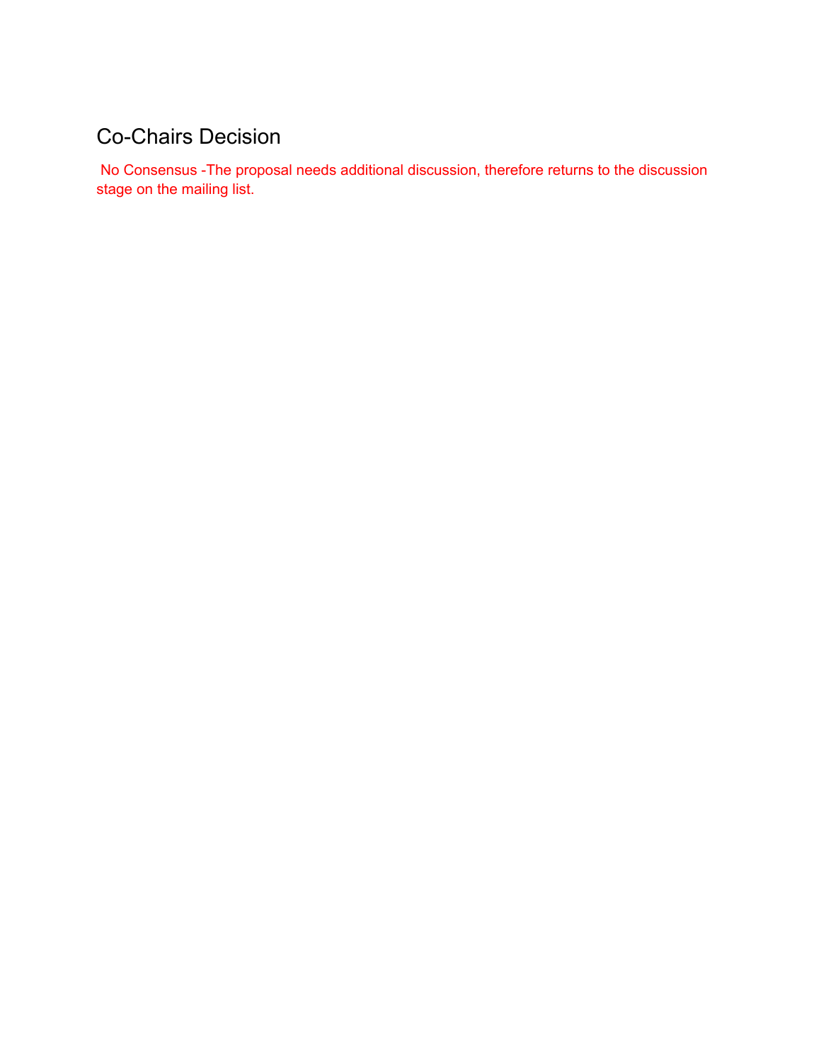## Co-Chairs Decision

No Consensus -The proposal needs additional discussion, therefore returns to the discussion stage on the mailing list.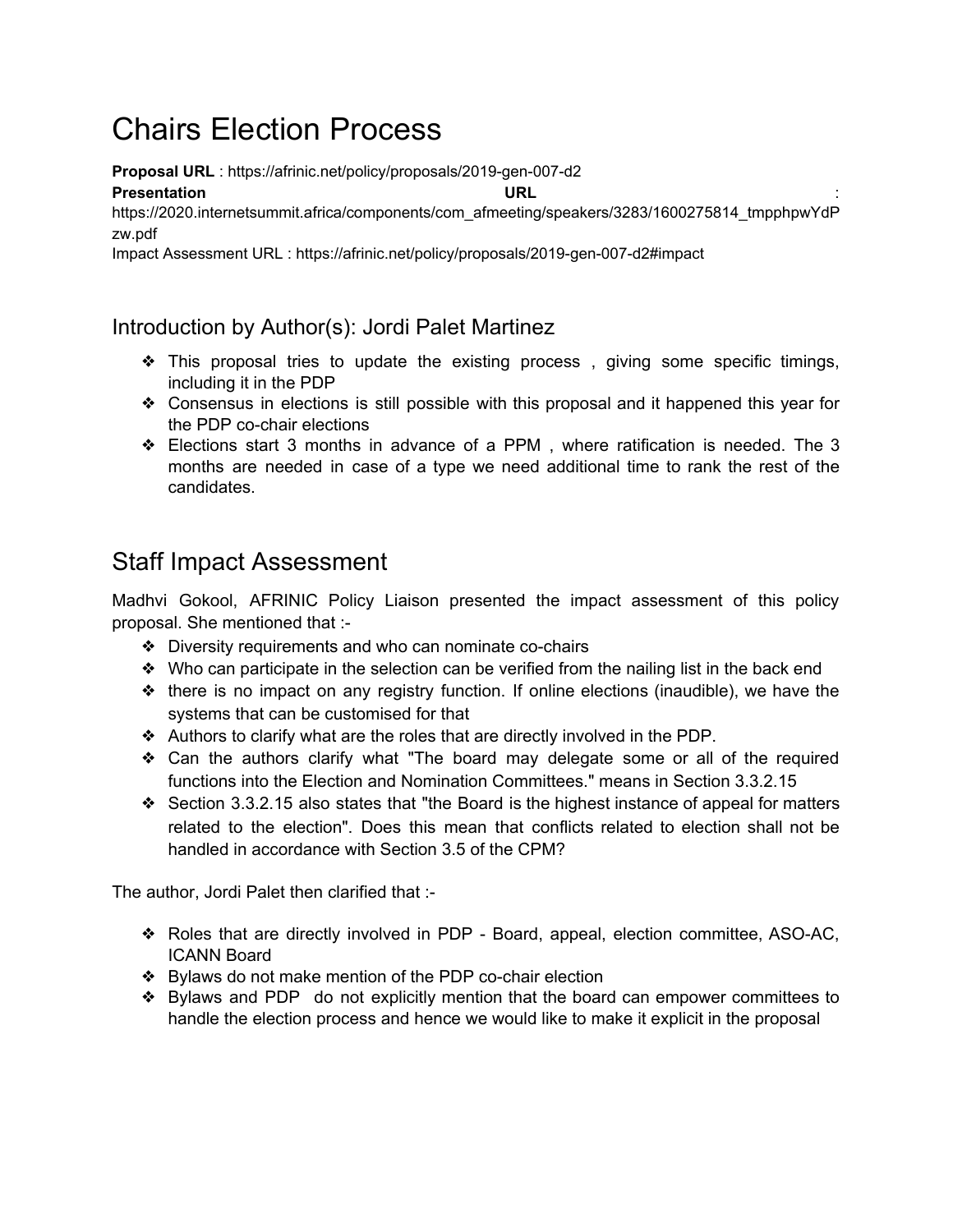# Chairs Election Process

**Proposal URL** : https://afrinic.net/policy/proposals/2019-gen-007-d2
**Presentation URL** : https://2020.internetsummit.africa/components/com_afmeeting/speakers/3283/1600275814_tmpphpwYdPzw.pdf
Impact Assessment URL : https://afrinic.net/policy/proposals/2019-gen-007-d2#impact

## Introduction by Author(s): Jordi Palet Martinez

- This proposal tries to update the existing process , giving some specific timings, including it in the PDP
- Consensus in elections is still possible with this proposal and it happened this year for the PDP co-chair elections
- Elections start 3 months in advance of a PPM , where ratification is needed. The 3 months are needed in case of a type we need additional time to rank the rest of the candidates.

## Staff Impact Assessment

Madhvi Gokool, AFRINIC Policy Liaison presented the impact assessment of this policy proposal. She mentioned that :-

- Diversity requirements and who can nominate co-chairs
- Who can participate in the selection can be verified from the nailing list in the back end
- there is no impact on any registry function. If online elections (inaudible), we have the systems that can be customised for that
- Authors to clarify what are the roles that are directly involved in the PDP.
- Can the authors clarify what "The board may delegate some or all of the required functions into the Election and Nomination Committees." means in Section 3.3.2.15
- Section 3.3.2.15 also states that "the Board is the highest instance of appeal for matters related to the election". Does this mean that conflicts related to election shall not be handled in accordance with Section 3.5 of the CPM?

The author, Jordi Palet then clarified that :-

- Roles that are directly involved in PDP - Board, appeal, election committee, ASO-AC, ICANN Board
- Bylaws do not make mention of the PDP co-chair election
- Bylaws and PDP do not explicitly mention that the board can empower committees to handle the election process and hence we would like to make it explicit in the proposal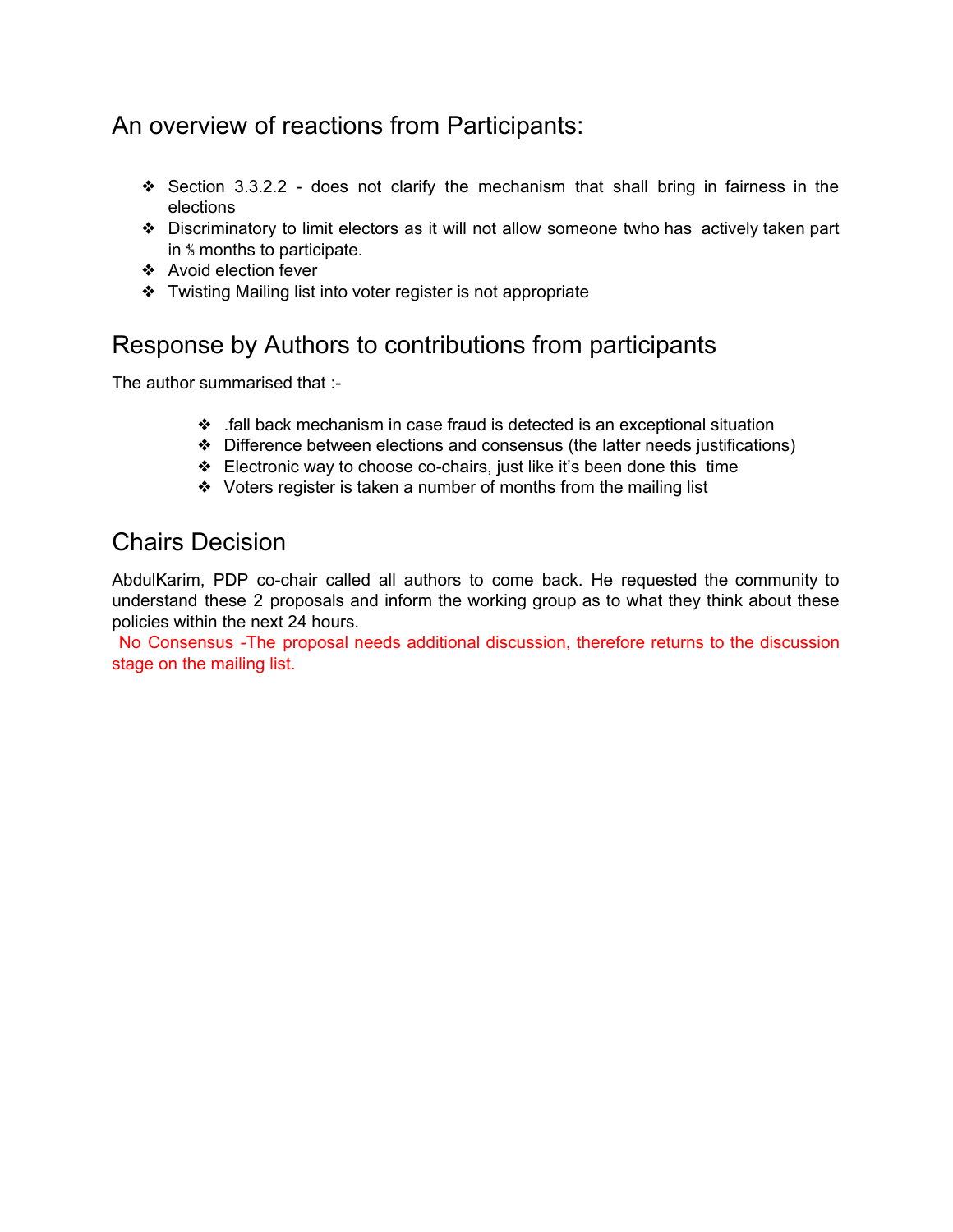## An overview of reactions from Participants:

- Section 3.3.2.2 - does not clarify the mechanism that shall bring in fairness in the elections
- Discriminatory to limit electors as it will not allow someone twho has actively taken part in ⅚ months to participate.
- Avoid election fever
- Twisting Mailing list into voter register is not appropriate

## Response by Authors to contributions from participants

The author summarised that :-

- .fall back mechanism in case fraud is detected is an exceptional situation
- Difference between elections and consensus (the latter needs justifications)
- Electronic way to choose co-chairs, just like it's been done this time
- Voters register is taken a number of months from the mailing list

## Chairs Decision

AbdulKarim, PDP co-chair called all authors to come back. He requested the community to understand these 2 proposals and inform the working group as to what they think about these policies within the next 24 hours.

No Consensus -The proposal needs additional discussion, therefore returns to the discussion stage on the mailing list.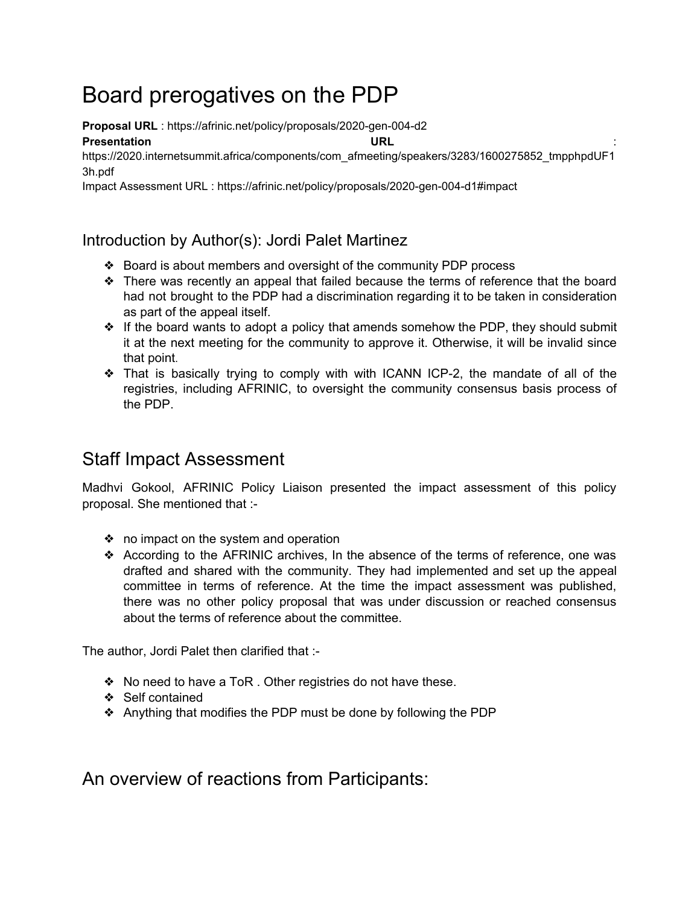# Board prerogatives on the PDP

**Proposal URL** : https://afrinic.net/policy/proposals/2020-gen-004-d2

**Presentation URL** : https://2020.internetsummit.africa/components/com_afmeeting/speakers/3283/1600275852_tmpphpdUF13h.pdf

Impact Assessment URL : https://afrinic.net/policy/proposals/2020-gen-004-d1#impact

## Introduction by Author(s): Jordi Palet Martinez

- Board is about members and oversight of the community PDP process
- There was recently an appeal that failed because the terms of reference that the board had not brought to the PDP had a discrimination regarding it to be taken in consideration as part of the appeal itself.
- If the board wants to adopt a policy that amends somehow the PDP, they should submit it at the next meeting for the community to approve it. Otherwise, it will be invalid since that point.
- That is basically trying to comply with with ICANN ICP-2, the mandate of all of the registries, including AFRINIC, to oversight the community consensus basis process of the PDP.

## Staff Impact Assessment

Madhvi Gokool, AFRINIC Policy Liaison presented the impact assessment of this policy proposal. She mentioned that :-

- no impact on the system and operation
- According to the AFRINIC archives, In the absence of the terms of reference, one was drafted and shared with the community. They had implemented and set up the appeal committee in terms of reference. At the time the impact assessment was published, there was no other policy proposal that was under discussion or reached consensus about the terms of reference about the committee.

The author, Jordi Palet then clarified that :-

- No need to have a ToR . Other registries do not have these.
- Self contained
- Anything that modifies the PDP must be done by following the PDP

## An overview of reactions from Participants: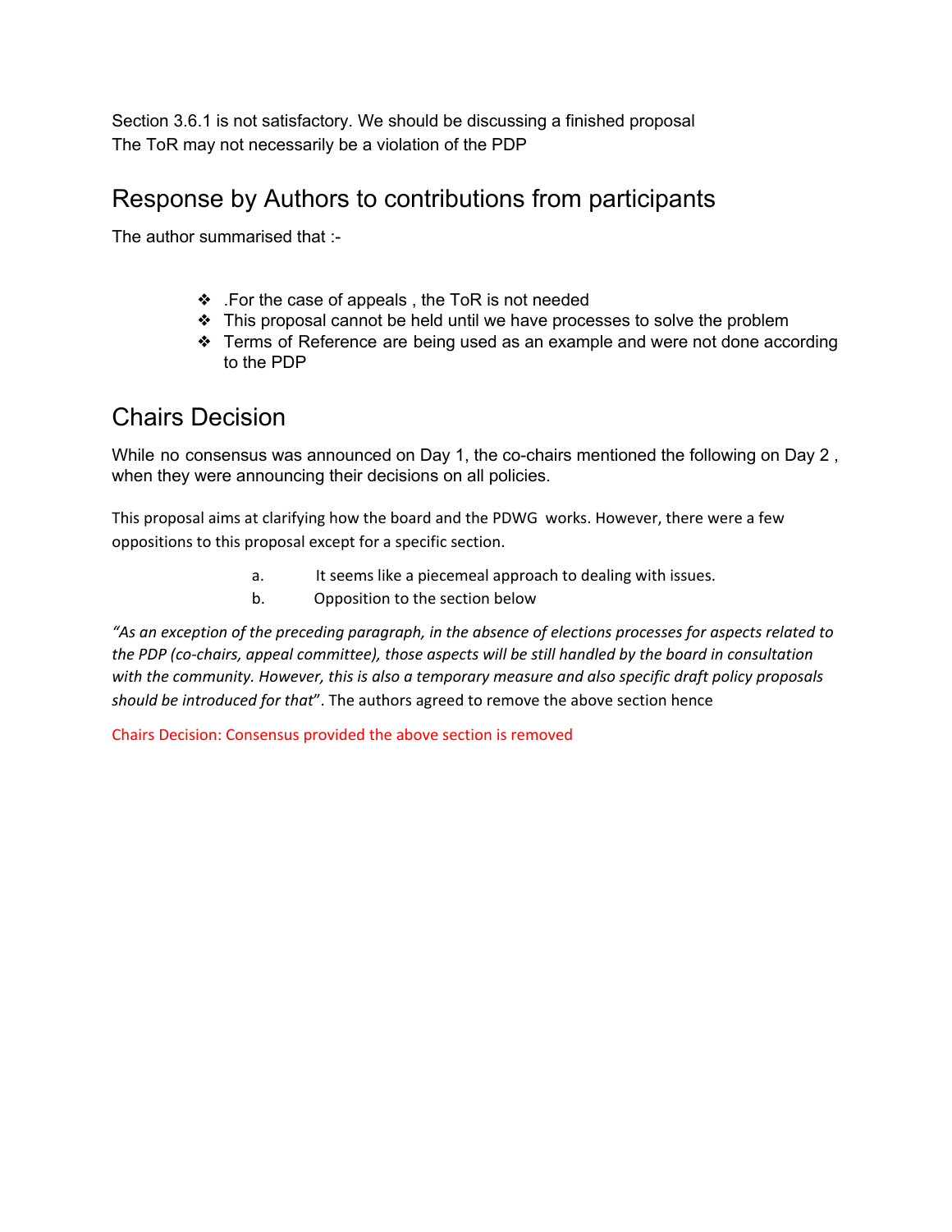Section 3.6.1 is not satisfactory. We should be discussing a finished proposal
The ToR may not necessarily be a violation of the PDP

## Response by Authors to contributions from participants

The author summarised that :-

- .For the case of appeals , the ToR is not needed
- This proposal cannot be held until we have processes to solve the problem
- Terms of Reference are being used as an example and were not done according to the PDP

## Chairs Decision

While no consensus was announced on Day 1, the co-chairs mentioned the following on Day 2 , when they were announcing their decisions on all policies.

This proposal aims at clarifying how the board and the PDWG works. However, there were a few oppositions to this proposal except for a specific section.

a. It seems like a piecemeal approach to dealing with issues.
b. Opposition to the section below

*"As an exception of the preceding paragraph, in the absence of elections processes for aspects related to the PDP (co-chairs, appeal committee), those aspects will be still handled by the board in consultation with the community. However, this is also a temporary measure and also specific draft policy proposals should be introduced for that*". The authors agreed to remove the above section hence

Chairs Decision: Consensus provided the above section is removed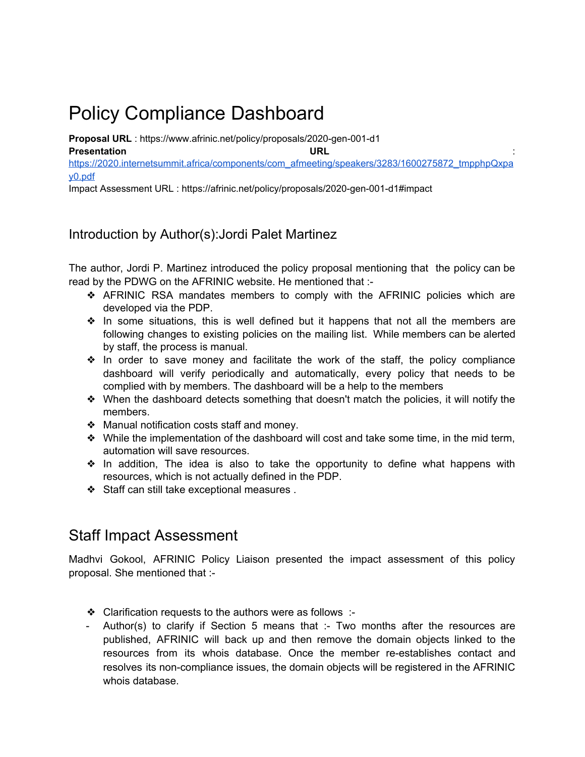# Policy Compliance Dashboard

**Proposal URL** : https://www.afrinic.net/policy/proposals/2020-gen-001-d1
**Presentation URL** : https://2020.internetsummit.africa/components/com_afmeeting/speakers/3283/1600275872_tmpphpQxpay0.pdf
Impact Assessment URL : https://afrinic.net/policy/proposals/2020-gen-001-d1#impact

## Introduction by Author(s):Jordi Palet Martinez

The author, Jordi P. Martinez introduced the policy proposal mentioning that the policy can be read by the PDWG on the AFRINIC website. He mentioned that :-

- AFRINIC RSA mandates members to comply with the AFRINIC policies which are developed via the PDP.
- In some situations, this is well defined but it happens that not all the members are following changes to existing policies on the mailing list. While members can be alerted by staff, the process is manual.
- In order to save money and facilitate the work of the staff, the policy compliance dashboard will verify periodically and automatically, every policy that needs to be complied with by members. The dashboard will be a help to the members
- When the dashboard detects something that doesn't match the policies, it will notify the members.
- Manual notification costs staff and money.
- While the implementation of the dashboard will cost and take some time, in the mid term, automation will save resources.
- In addition, The idea is also to take the opportunity to define what happens with resources, which is not actually defined in the PDP.
- Staff can still take exceptional measures .

## Staff Impact Assessment

Madhvi Gokool, AFRINIC Policy Liaison presented the impact assessment of this policy proposal. She mentioned that :-

- Clarification requests to the authors were as follows :-
  - Author(s) to clarify if Section 5 means that :- Two months after the resources are published, AFRINIC will back up and then remove the domain objects linked to the resources from its whois database. Once the member re-establishes contact and resolves its non-compliance issues, the domain objects will be registered in the AFRINIC whois database.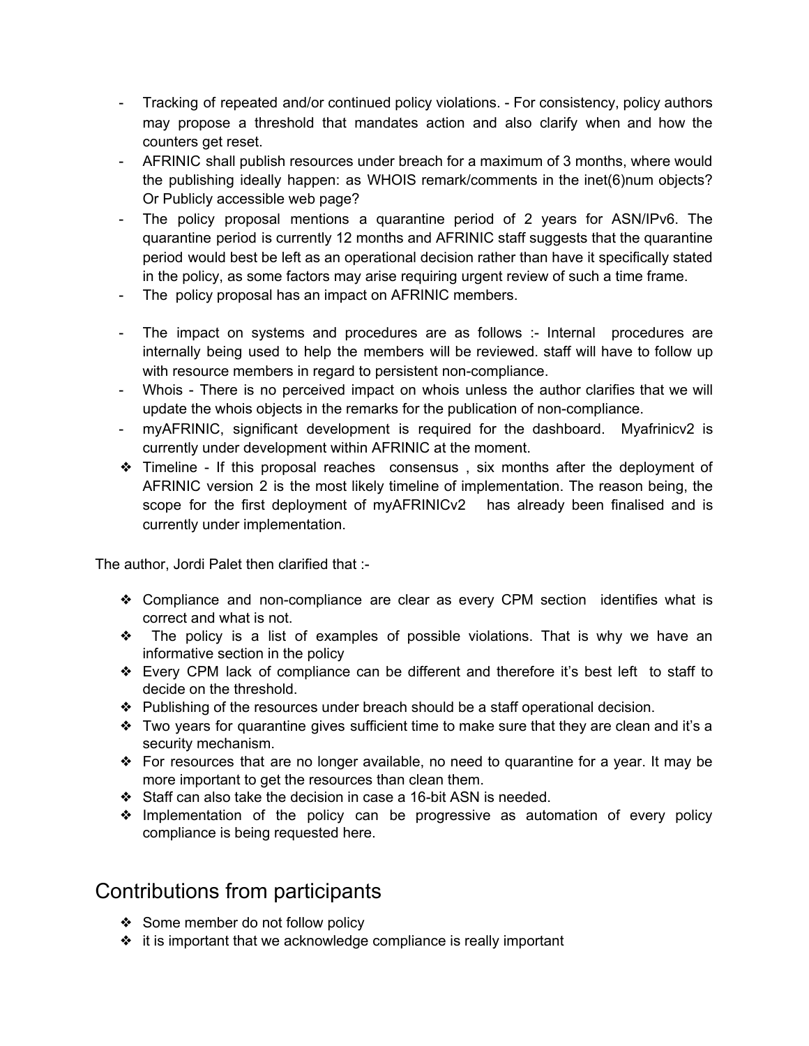- Tracking of repeated and/or continued policy violations. - For consistency, policy authors may propose a threshold that mandates action and also clarify when and how the counters get reset.
- AFRINIC shall publish resources under breach for a maximum of 3 months, where would the publishing ideally happen: as WHOIS remark/comments in the inet(6)num objects? Or Publicly accessible web page?
- The policy proposal mentions a quarantine period of 2 years for ASN/IPv6. The quarantine period is currently 12 months and AFRINIC staff suggests that the quarantine period would best be left as an operational decision rather than have it specifically stated in the policy, as some factors may arise requiring urgent review of such a time frame.
- The policy proposal has an impact on AFRINIC members.

- The impact on systems and procedures are as follows :- Internal procedures are internally being used to help the members will be reviewed. staff will have to follow up with resource members in regard to persistent non-compliance.
- Whois - There is no perceived impact on whois unless the author clarifies that we will update the whois objects in the remarks for the publication of non-compliance.
- myAFRINIC, significant development is required for the dashboard. Myafrinicv2 is currently under development within AFRINIC at the moment.
- Timeline - If this proposal reaches consensus , six months after the deployment of AFRINIC version 2 is the most likely timeline of implementation. The reason being, the scope for the first deployment of myAFRINICv2 has already been finalised and is currently under implementation.

The author, Jordi Palet then clarified that :-

- Compliance and non-compliance are clear as every CPM section identifies what is correct and what is not.
- The policy is a list of examples of possible violations. That is why we have an informative section in the policy
- Every CPM lack of compliance can be different and therefore it's best left to staff to decide on the threshold.
- Publishing of the resources under breach should be a staff operational decision.
- Two years for quarantine gives sufficient time to make sure that they are clean and it's a security mechanism.
- For resources that are no longer available, no need to quarantine for a year. It may be more important to get the resources than clean them.
- Staff can also take the decision in case a 16-bit ASN is needed.
- Implementation of the policy can be progressive as automation of every policy compliance is being requested here.

## Contributions from participants

- Some member do not follow policy
- it is important that we acknowledge compliance is really important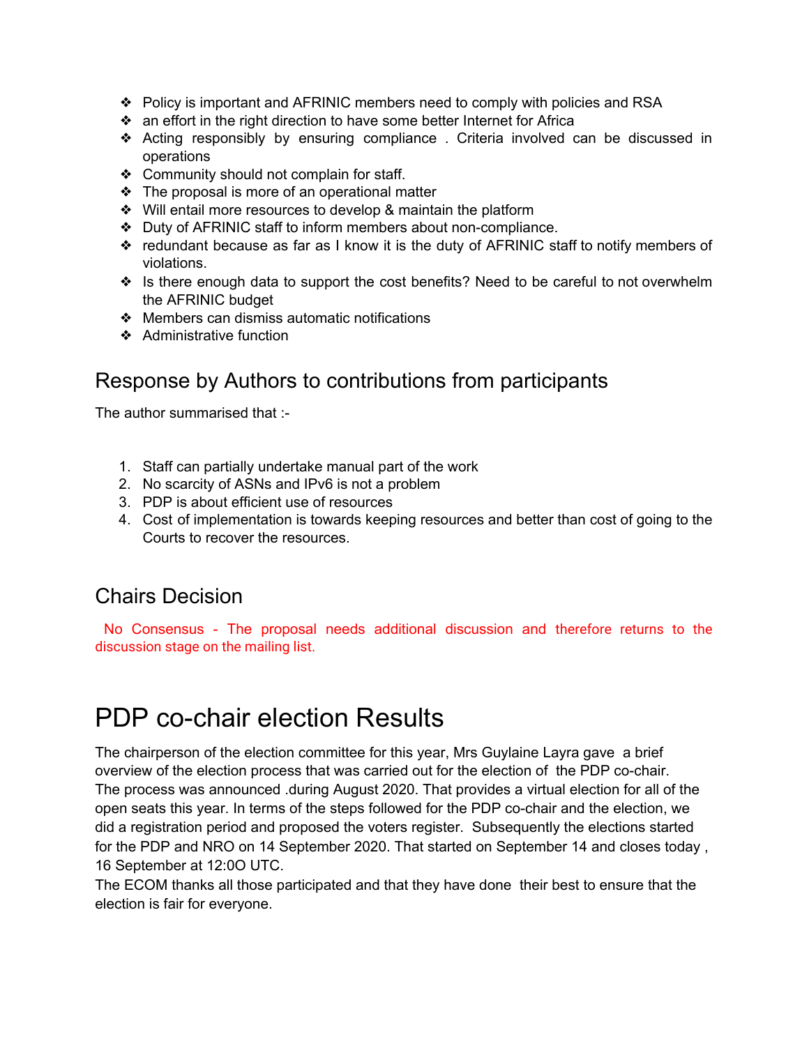- Policy is important and AFRINIC members need to comply with policies and RSA
- an effort in the right direction to have some better Internet for Africa
- Acting responsibly by ensuring compliance . Criteria involved can be discussed in operations
- Community should not complain for staff.
- The proposal is more of an operational matter
- Will entail more resources to develop & maintain the platform
- Duty of AFRINIC staff to inform members about non-compliance.
- redundant because as far as I know it is the duty of AFRINIC staff to notify members of violations.
- Is there enough data to support the cost benefits? Need to be careful to not overwhelm the AFRINIC budget
- Members can dismiss automatic notifications
- Administrative function

## Response by Authors to contributions from participants

The author summarised that :-

1. Staff can partially undertake manual part of the work
2. No scarcity of ASNs and IPv6 is not a problem
3. PDP is about efficient use of resources
4. Cost of implementation is towards keeping resources and better than cost of going to the Courts to recover the resources.

## Chairs Decision

No Consensus - The proposal needs additional discussion and therefore returns to the discussion stage on the mailing list.

# PDP co-chair election Results

The chairperson of the election committee for this year, Mrs Guylaine Layra gave a brief overview of the election process that was carried out for the election of the PDP co-chair. The process was announced .during August 2020. That provides a virtual election for all of the open seats this year. In terms of the steps followed for the PDP co-chair and the election, we did a registration period and proposed the voters register. Subsequently the elections started for the PDP and NRO on 14 September 2020. That started on September 14 and closes today , 16 September at 12:0O UTC.
The ECOM thanks all those participated and that they have done their best to ensure that the election is fair for everyone.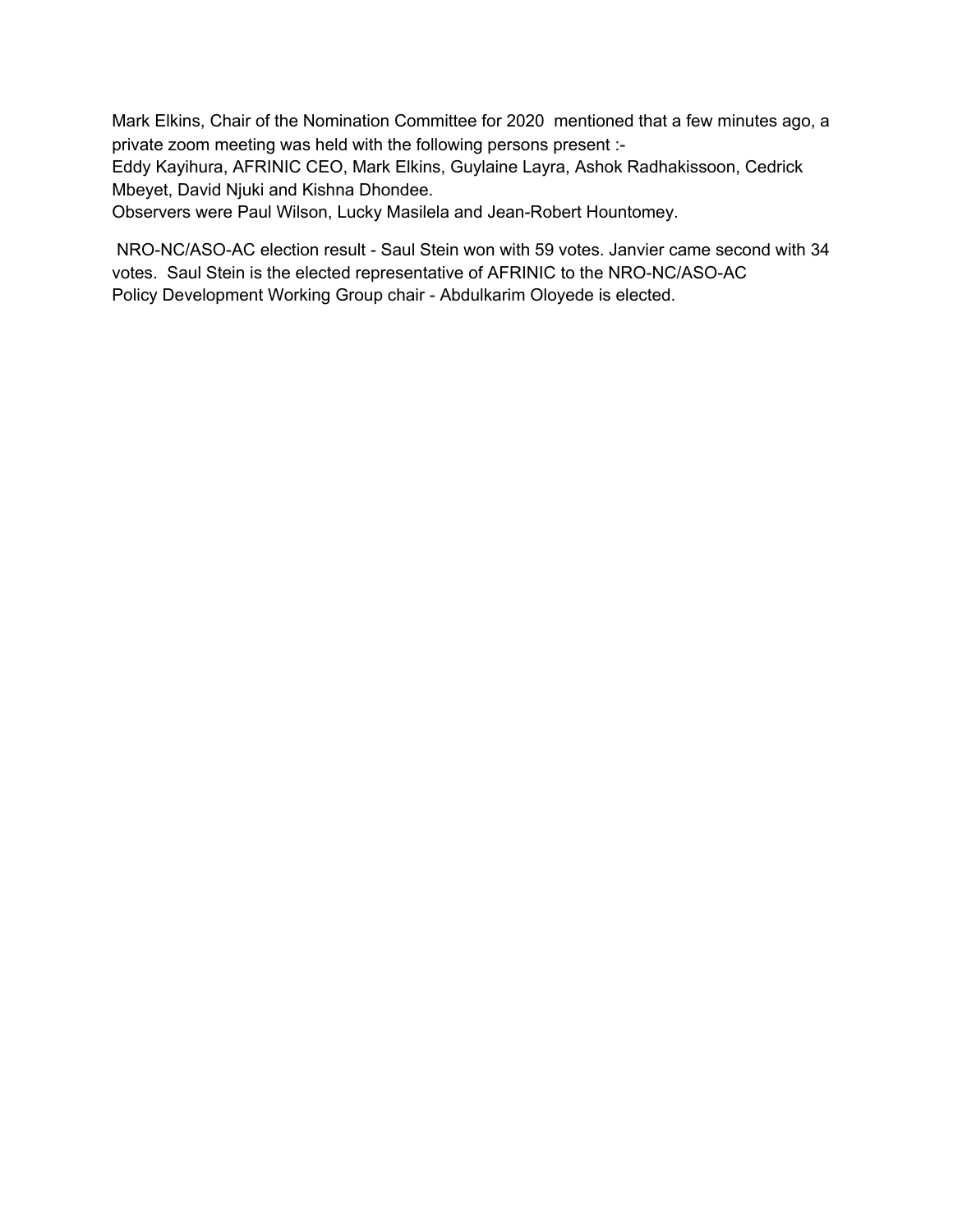Mark Elkins, Chair of the Nomination Committee for 2020 mentioned that a few minutes ago, a private zoom meeting was held with the following persons present :-
Eddy Kayihura, AFRINIC CEO, Mark Elkins, Guylaine Layra, Ashok Radhakissoon, Cedrick Mbeyet, David Njuki and Kishna Dhondee.
Observers were Paul Wilson, Lucky Masilela and Jean-Robert Hountomey.

NRO-NC/ASO-AC election result - Saul Stein won with 59 votes. Janvier came second with 34 votes. Saul Stein is the elected representative of AFRINIC to the NRO-NC/ASO-AC
Policy Development Working Group chair - Abdulkarim Oloyede is elected.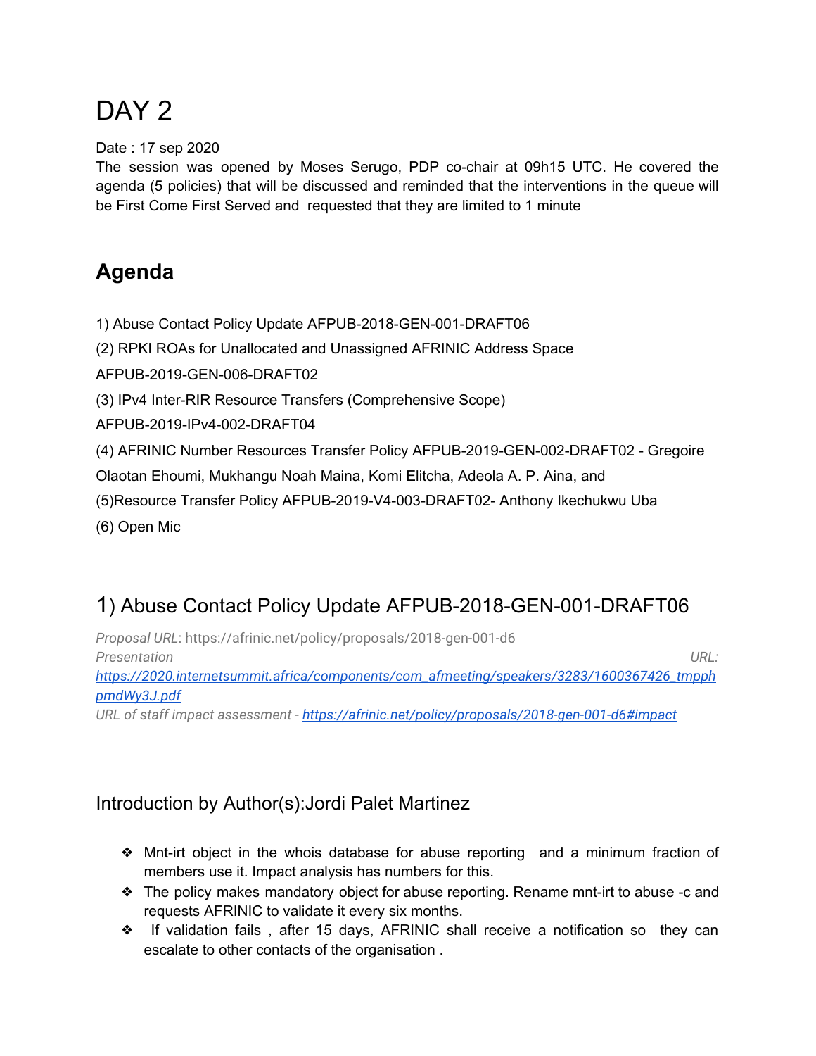# DAY 2

Date : 17 sep 2020

The session was opened by Moses Serugo, PDP co-chair at 09h15 UTC. He covered the agenda (5 policies) that will be discussed and reminded that the interventions in the queue will be First Come First Served and requested that they are limited to 1 minute

## Agenda

1) Abuse Contact Policy Update AFPUB-2018-GEN-001-DRAFT06

(2) RPKI ROAs for Unallocated and Unassigned AFRINIC Address Space AFPUB-2019-GEN-006-DRAFT02

(3) IPv4 Inter-RIR Resource Transfers (Comprehensive Scope) AFPUB-2019-IPv4-002-DRAFT04

(4) AFRINIC Number Resources Transfer Policy AFPUB-2019-GEN-002-DRAFT02 - Gregoire Olaotan Ehoumi, Mukhangu Noah Maina, Komi Elitcha, Adeola A. P. Aina, and

(5)Resource Transfer Policy AFPUB-2019-V4-003-DRAFT02- Anthony Ikechukwu Uba

(6) Open Mic

## 1) Abuse Contact Policy Update AFPUB-2018-GEN-001-DRAFT06

*Proposal URL*: https://afrinic.net/policy/proposals/2018-gen-001-d6

*Presentation URL*: https://2020.internetsummit.africa/components/com_afmeeting/speakers/3283/1600367426_tmpphpmdWy3J.pdf

*URL of staff impact assessment* - https://afrinic.net/policy/proposals/2018-gen-001-d6#impact

### Introduction by Author(s):Jordi Palet Martinez

- Mnt-irt object in the whois database for abuse reporting and a minimum fraction of members use it. Impact analysis has numbers for this.
- The policy makes mandatory object for abuse reporting. Rename mnt-irt to abuse -c and requests AFRINIC to validate it every six months.
- If validation fails , after 15 days, AFRINIC shall receive a notification so they can escalate to other contacts of the organisation .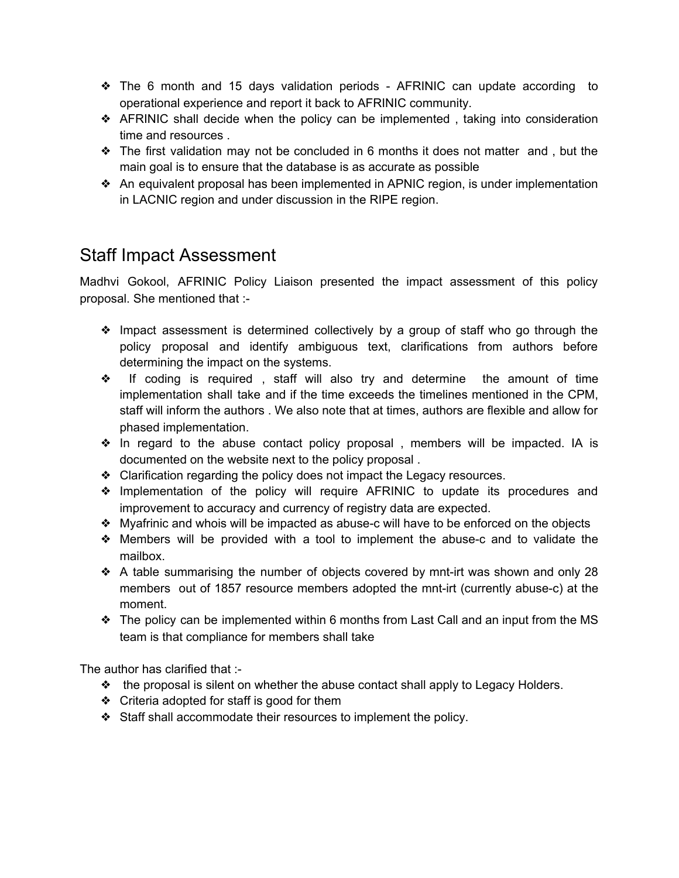- The 6 month and 15 days validation periods - AFRINIC can update according to operational experience and report it back to AFRINIC community.
- AFRINIC shall decide when the policy can be implemented , taking into consideration time and resources .
- The first validation may not be concluded in 6 months it does not matter and , but the main goal is to ensure that the database is as accurate as possible
- An equivalent proposal has been implemented in APNIC region, is under implementation in LACNIC region and under discussion in the RIPE region.

## Staff Impact Assessment

Madhvi Gokool, AFRINIC Policy Liaison presented the impact assessment of this policy proposal. She mentioned that :-

- Impact assessment is determined collectively by a group of staff who go through the policy proposal and identify ambiguous text, clarifications from authors before determining the impact on the systems.
- If coding is required , staff will also try and determine the amount of time implementation shall take and if the time exceeds the timelines mentioned in the CPM, staff will inform the authors . We also note that at times, authors are flexible and allow for phased implementation.
- In regard to the abuse contact policy proposal , members will be impacted. IA is documented on the website next to the policy proposal .
- Clarification regarding the policy does not impact the Legacy resources.
- Implementation of the policy will require AFRINIC to update its procedures and improvement to accuracy and currency of registry data are expected.
- Myafrinic and whois will be impacted as abuse-c will have to be enforced on the objects
- Members will be provided with a tool to implement the abuse-c and to validate the mailbox.
- A table summarising the number of objects covered by mnt-irt was shown and only 28 members out of 1857 resource members adopted the mnt-irt (currently abuse-c) at the moment.
- The policy can be implemented within 6 months from Last Call and an input from the MS team is that compliance for members shall take

The author has clarified that :-

- the proposal is silent on whether the abuse contact shall apply to Legacy Holders.
- Criteria adopted for staff is good for them
- Staff shall accommodate their resources to implement the policy.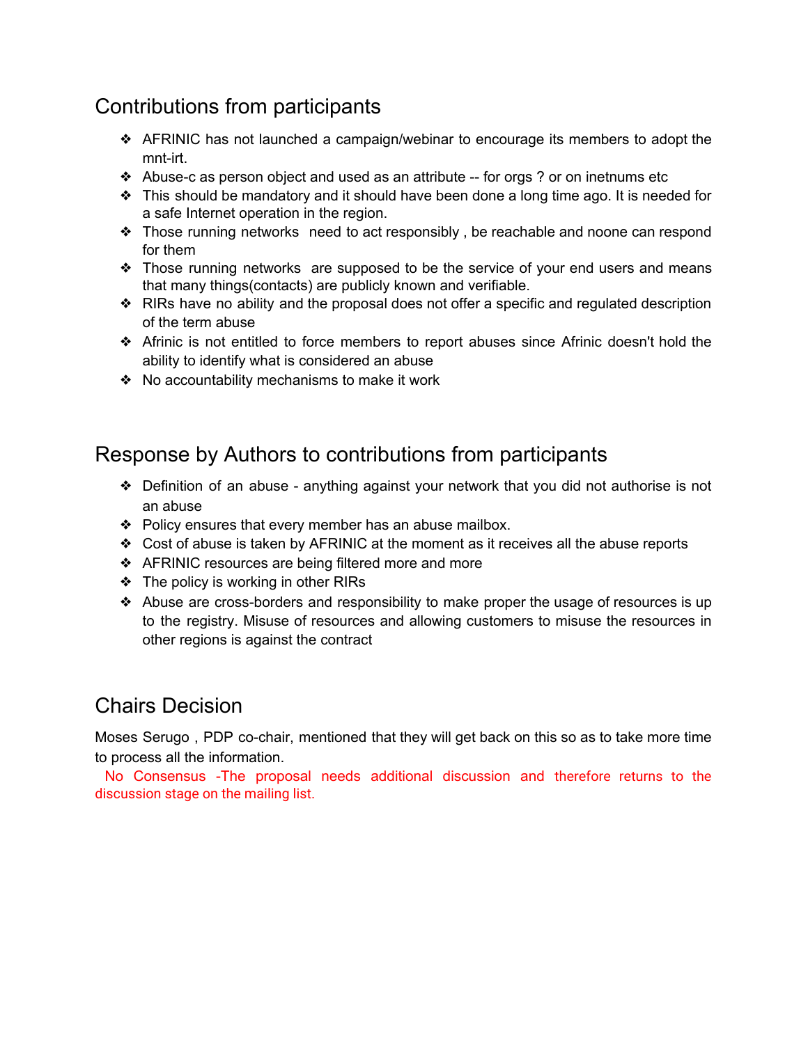## Contributions from participants

- AFRINIC has not launched a campaign/webinar to encourage its members to adopt the mnt-irt.
- Abuse-c as person object and used as an attribute -- for orgs ? or on inetnums etc
- This should be mandatory and it should have been done a long time ago. It is needed for a safe Internet operation in the region.
- Those running networks need to act responsibly , be reachable and noone can respond for them
- Those running networks are supposed to be the service of your end users and means that many things(contacts) are publicly known and verifiable.
- RIRs have no ability and the proposal does not offer a specific and regulated description of the term abuse
- Afrinic is not entitled to force members to report abuses since Afrinic doesn't hold the ability to identify what is considered an abuse
- No accountability mechanisms to make it work

## Response by Authors to contributions from participants

- Definition of an abuse - anything against your network that you did not authorise is not an abuse
- Policy ensures that every member has an abuse mailbox.
- Cost of abuse is taken by AFRINIC at the moment as it receives all the abuse reports
- AFRINIC resources are being filtered more and more
- The policy is working in other RIRs
- Abuse are cross-borders and responsibility to make proper the usage of resources is up to the registry. Misuse of resources and allowing customers to misuse the resources in other regions is against the contract

## Chairs Decision

Moses Serugo , PDP co-chair, mentioned that they will get back on this so as to take more time to process all the information.

No Consensus -The proposal needs additional discussion and therefore returns to the discussion stage on the mailing list.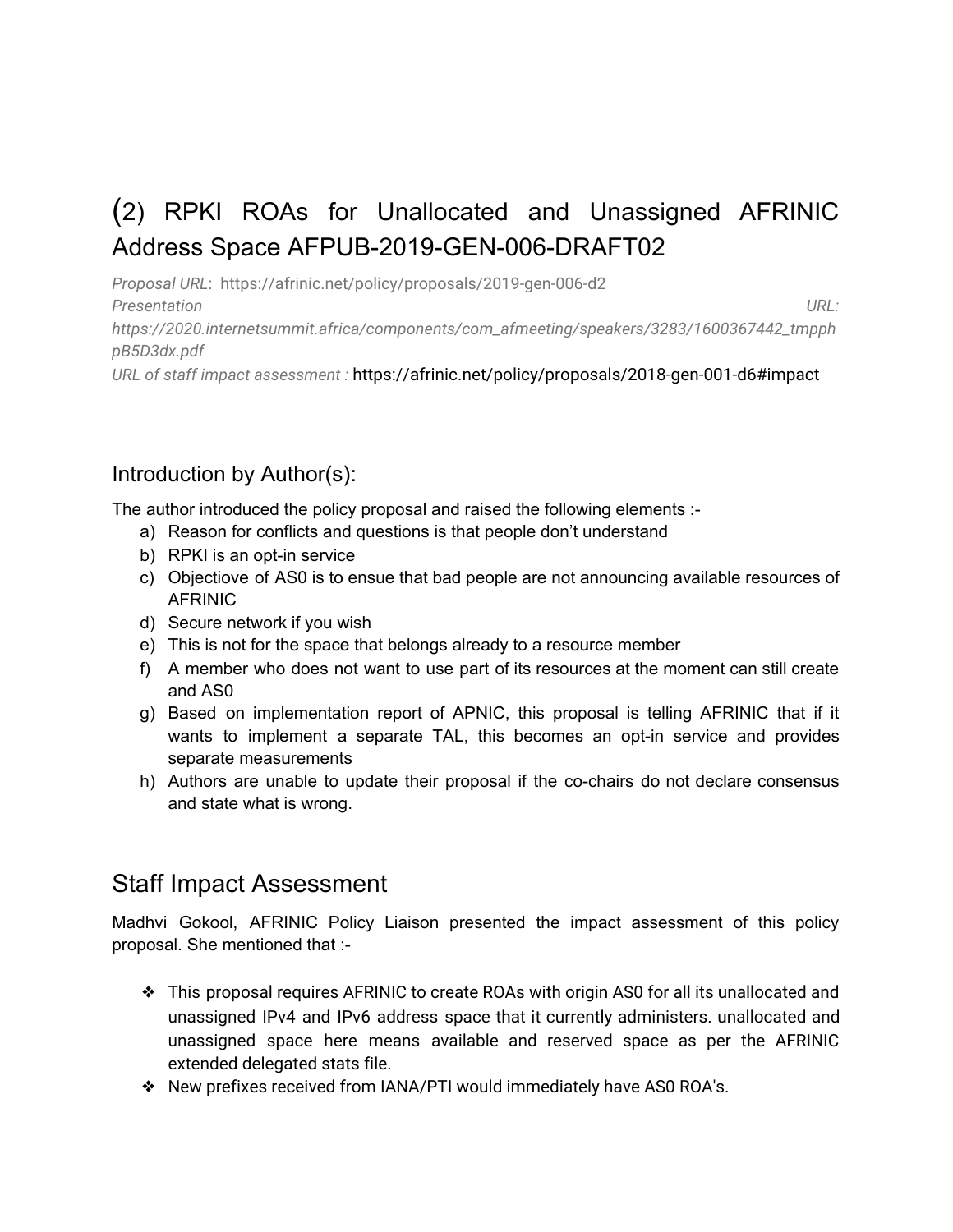# (2) RPKI ROAs for Unallocated and Unassigned AFRINIC Address Space AFPUB-2019-GEN-006-DRAFT02

*Proposal URL*: https://afrinic.net/policy/proposals/2019-gen-006-d2
*Presentation URL*: *https://2020.internetsummit.africa/components/com_afmeeting/speakers/3283/1600367442_tmpphpB5D3dx.pdf*
*URL of staff impact assessment :* https://afrinic.net/policy/proposals/2018-gen-001-d6#impact

## Introduction by Author(s):

The author introduced the policy proposal and raised the following elements :-

a) Reason for conflicts and questions is that people don't understand
b) RPKI is an opt-in service
c) Objectiove of AS0 is to ensue that bad people are not announcing available resources of AFRINIC
d) Secure network if you wish
e) This is not for the space that belongs already to a resource member
f) A member who does not want to use part of its resources at the moment can still create and AS0
g) Based on implementation report of APNIC, this proposal is telling AFRINIC that if it wants to implement a separate TAL, this becomes an opt-in service and provides separate measurements
h) Authors are unable to update their proposal if the co-chairs do not declare consensus and state what is wrong.

## Staff Impact Assessment

Madhvi Gokool, AFRINIC Policy Liaison presented the impact assessment of this policy proposal. She mentioned that :-

- This proposal requires AFRINIC to create ROAs with origin AS0 for all its unallocated and unassigned IPv4 and IPv6 address space that it currently administers. unallocated and unassigned space here means available and reserved space as per the AFRINIC extended delegated stats file.
- New prefixes received from IANA/PTI would immediately have AS0 ROA's.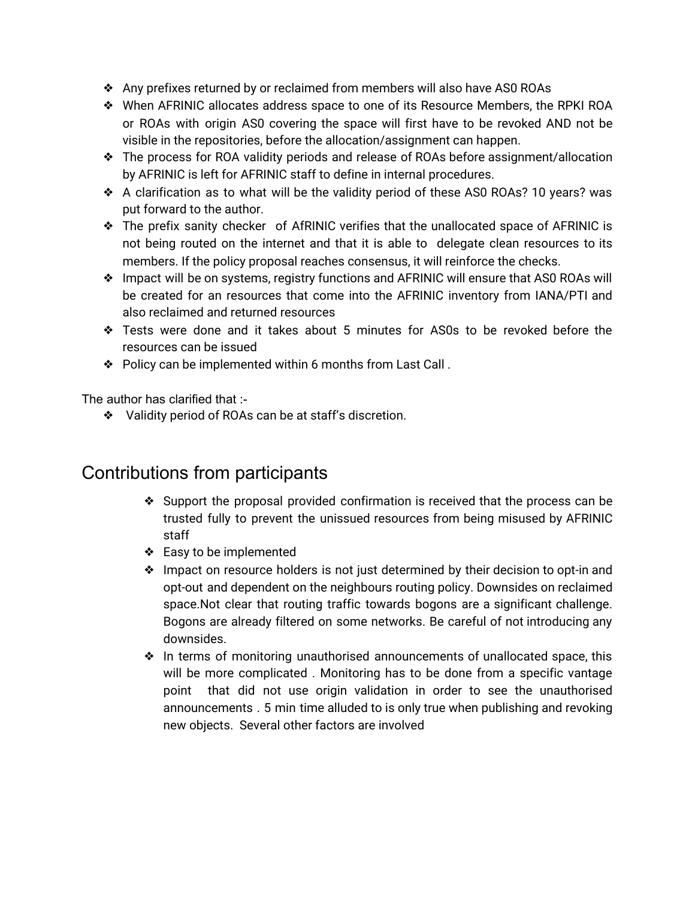- Any prefixes returned by or reclaimed from members will also have AS0 ROAs
- When AFRINIC allocates address space to one of its Resource Members, the RPKI ROA or ROAs with origin AS0 covering the space will first have to be revoked AND not be visible in the repositories, before the allocation/assignment can happen.
- The process for ROA validity periods and release of ROAs before assignment/allocation by AFRINIC is left for AFRINIC staff to define in internal procedures.
- A clarification as to what will be the validity period of these AS0 ROAs? 10 years? was put forward to the author.
- The prefix sanity checker of AfRINIC verifies that the unallocated space of AFRINIC is not being routed on the internet and that it is able to delegate clean resources to its members. If the policy proposal reaches consensus, it will reinforce the checks.
- Impact will be on systems, registry functions and AFRINIC will ensure that AS0 ROAs will be created for an resources that come into the AFRINIC inventory from IANA/PTI and also reclaimed and returned resources
- Tests were done and it takes about 5 minutes for AS0s to be revoked before the resources can be issued
- Policy can be implemented within 6 months from Last Call .

The author has clarified that :-

- Validity period of ROAs can be at staff's discretion.

## Contributions from participants

- Support the proposal provided confirmation is received that the process can be trusted fully to prevent the unissued resources from being misused by AFRINIC staff
- Easy to be implemented
- Impact on resource holders is not just determined by their decision to opt-in and opt-out and dependent on the neighbours routing policy. Downsides on reclaimed space.Not clear that routing traffic towards bogons are a significant challenge. Bogons are already filtered on some networks. Be careful of not introducing any downsides.
- In terms of monitoring unauthorised announcements of unallocated space, this will be more complicated . Monitoring has to be done from a specific vantage point that did not use origin validation in order to see the unauthorised announcements . 5 min time alluded to is only true when publishing and revoking new objects. Several other factors are involved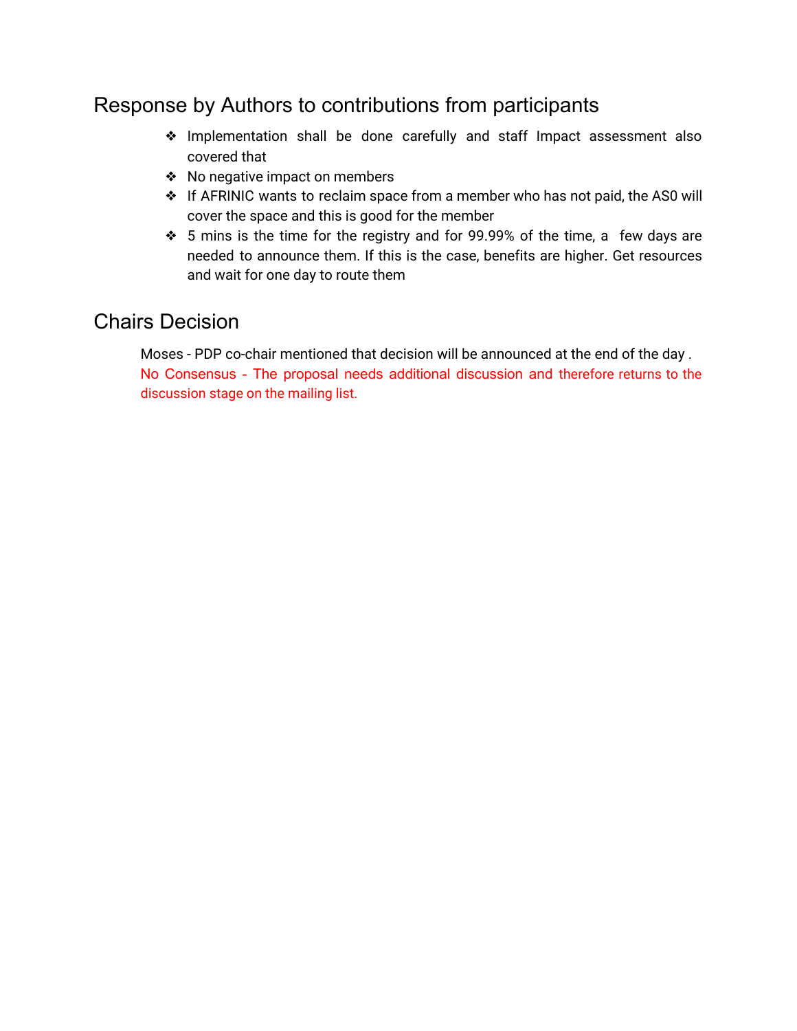## Response by Authors to contributions from participants

- Implementation shall be done carefully and staff Impact assessment also covered that
- No negative impact on members
- If AFRINIC wants to reclaim space from a member who has not paid, the AS0 will cover the space and this is good for the member
- 5 mins is the time for the registry and for 99.99% of the time, a few days are needed to announce them. If this is the case, benefits are higher. Get resources and wait for one day to route them

## Chairs Decision

Moses - PDP co-chair mentioned that decision will be announced at the end of the day .
No Consensus - The proposal needs additional discussion and therefore returns to the discussion stage on the mailing list.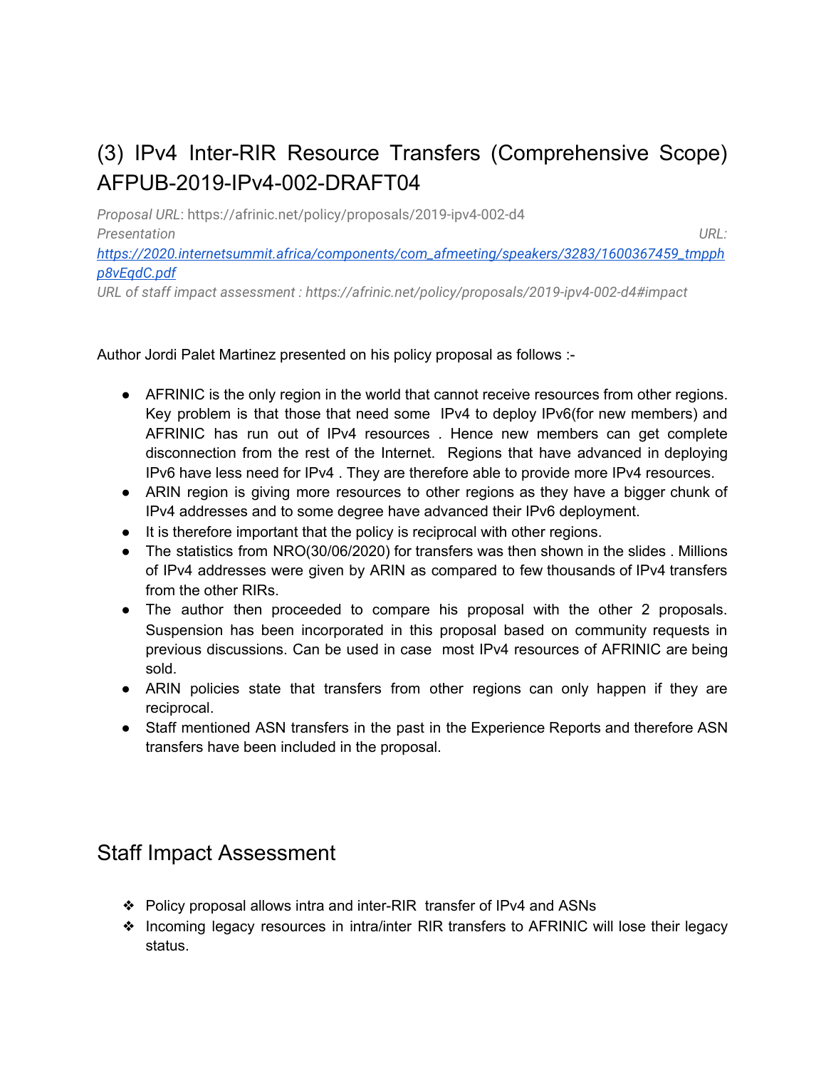# (3) IPv4 Inter-RIR Resource Transfers (Comprehensive Scope) AFPUB-2019-IPv4-002-DRAFT04

*Proposal URL*: https://afrinic.net/policy/proposals/2019-ipv4-002-d4
*Presentation URL:* *https://2020.internetsummit.africa/components/com_afmeeting/speakers/3283/1600367459_tmpphp8vEqdC.pdf*
*URL of staff impact assessment : https://afrinic.net/policy/proposals/2019-ipv4-002-d4#impact*

Author Jordi Palet Martinez presented on his policy proposal as follows :-

- AFRINIC is the only region in the world that cannot receive resources from other regions. Key problem is that those that need some IPv4 to deploy IPv6(for new members) and AFRINIC has run out of IPv4 resources . Hence new members can get complete disconnection from the rest of the Internet. Regions that have advanced in deploying IPv6 have less need for IPv4 . They are therefore able to provide more IPv4 resources.
- ARIN region is giving more resources to other regions as they have a bigger chunk of IPv4 addresses and to some degree have advanced their IPv6 deployment.
- It is therefore important that the policy is reciprocal with other regions.
- The statistics from NRO(30/06/2020) for transfers was then shown in the slides . Millions of IPv4 addresses were given by ARIN as compared to few thousands of IPv4 transfers from the other RIRs.
- The author then proceeded to compare his proposal with the other 2 proposals. Suspension has been incorporated in this proposal based on community requests in previous discussions. Can be used in case most IPv4 resources of AFRINIC are being sold.
- ARIN policies state that transfers from other regions can only happen if they are reciprocal.
- Staff mentioned ASN transfers in the past in the Experience Reports and therefore ASN transfers have been included in the proposal.

## Staff Impact Assessment

- Policy proposal allows intra and inter-RIR transfer of IPv4 and ASNs
- Incoming legacy resources in intra/inter RIR transfers to AFRINIC will lose their legacy status.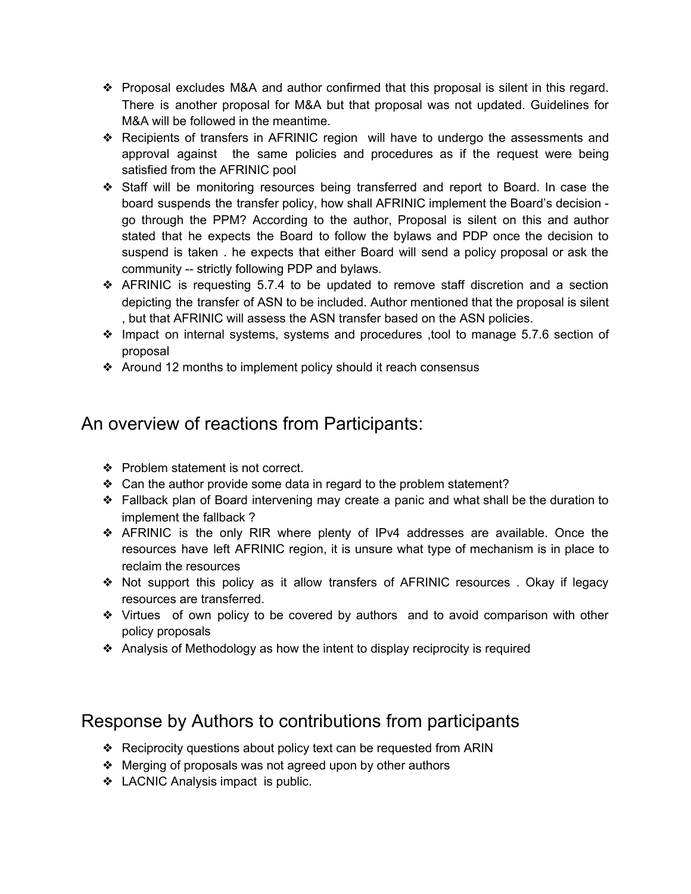- Proposal excludes M&A and author confirmed that this proposal is silent in this regard. There is another proposal for M&A but that proposal was not updated. Guidelines for M&A will be followed in the meantime.
- Recipients of transfers in AFRINIC region will have to undergo the assessments and approval against the same policies and procedures as if the request were being satisfied from the AFRINIC pool
- Staff will be monitoring resources being transferred and report to Board. In case the board suspends the transfer policy, how shall AFRINIC implement the Board's decision - go through the PPM? According to the author, Proposal is silent on this and author stated that he expects the Board to follow the bylaws and PDP once the decision to suspend is taken . he expects that either Board will send a policy proposal or ask the community -- strictly following PDP and bylaws.
- AFRINIC is requesting 5.7.4 to be updated to remove staff discretion and a section depicting the transfer of ASN to be included. Author mentioned that the proposal is silent , but that AFRINIC will assess the ASN transfer based on the ASN policies.
- Impact on internal systems, systems and procedures ,tool to manage 5.7.6 section of proposal
- Around 12 months to implement policy should it reach consensus

## An overview of reactions from Participants:

- Problem statement is not correct.
- Can the author provide some data in regard to the problem statement?
- Fallback plan of Board intervening may create a panic and what shall be the duration to implement the fallback ?
- AFRINIC is the only RIR where plenty of IPv4 addresses are available. Once the resources have left AFRINIC region, it is unsure what type of mechanism is in place to reclaim the resources
- Not support this policy as it allow transfers of AFRINIC resources . Okay if legacy resources are transferred.
- Virtues of own policy to be covered by authors and to avoid comparison with other policy proposals
- Analysis of Methodology as how the intent to display reciprocity is required

## Response by Authors to contributions from participants

- Reciprocity questions about policy text can be requested from ARIN
- Merging of proposals was not agreed upon by other authors
- LACNIC Analysis impact is public.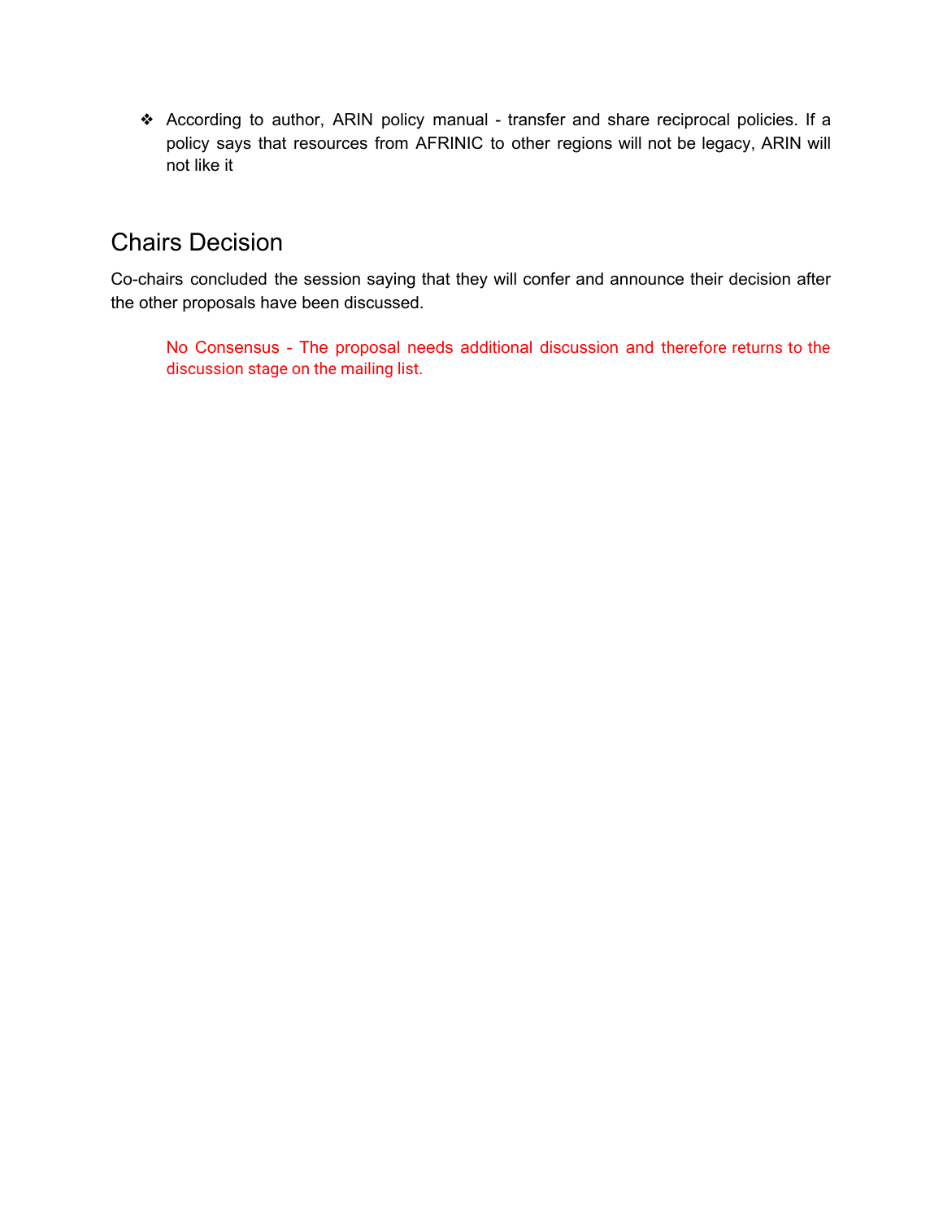- According to author, ARIN policy manual - transfer and share reciprocal policies. If a policy says that resources from AFRINIC to other regions will not be legacy, ARIN will not like it

## Chairs Decision

Co-chairs concluded the session saying that they will confer and announce their decision after the other proposals have been discussed.

> No Consensus - The proposal needs additional discussion and therefore returns to the discussion stage on the mailing list.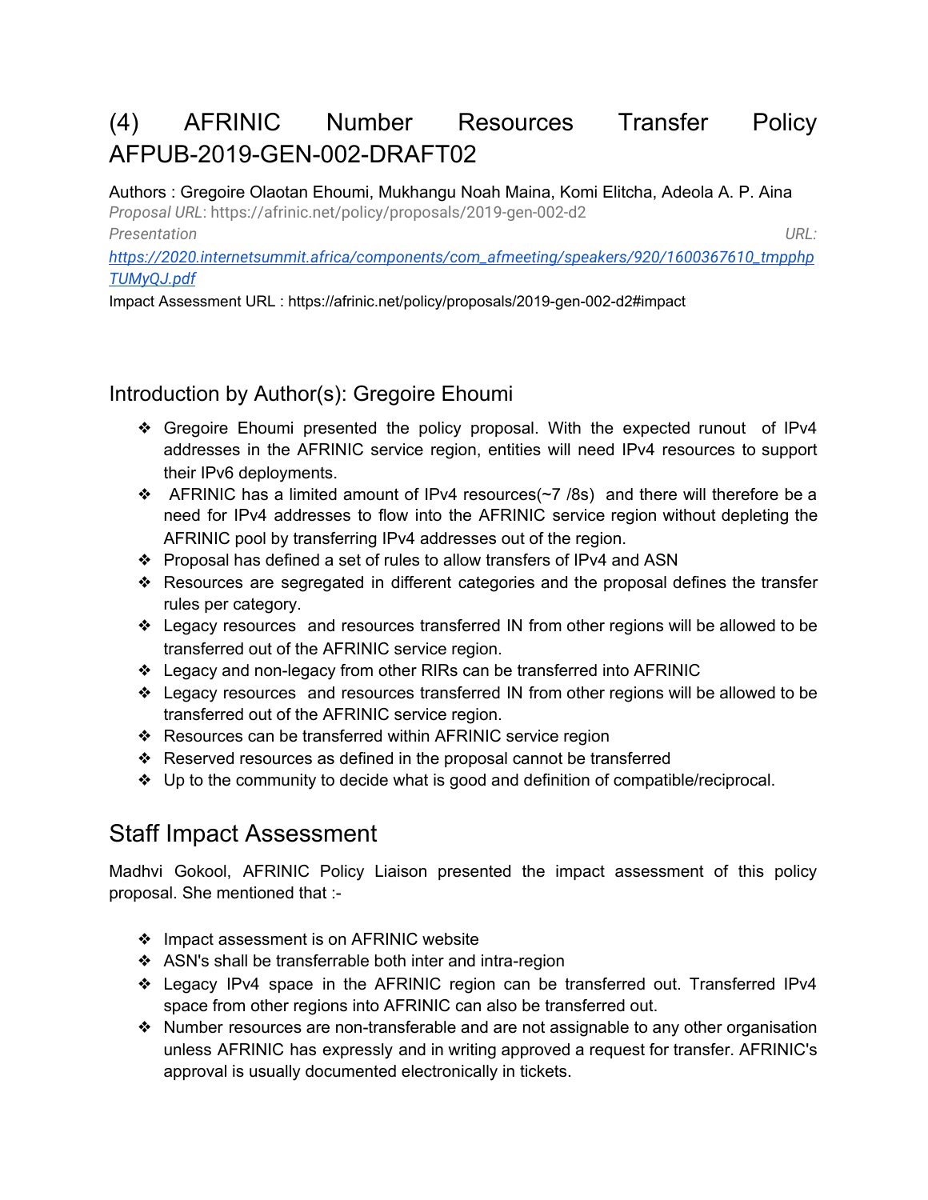# (4) AFRINIC Number Resources Transfer Policy AFPUB-2019-GEN-002-DRAFT02

Authors : Gregoire Olaotan Ehoumi, Mukhangu Noah Maina, Komi Elitcha, Adeola A. P. Aina

*Proposal URL*: https://afrinic.net/policy/proposals/2019-gen-002-d2

*Presentation URL:* *https://2020.internetsummit.africa/components/com_afmeeting/speakers/920/1600367610_tmpphpTUMyQJ.pdf*

Impact Assessment URL : https://afrinic.net/policy/proposals/2019-gen-002-d2#impact

## Introduction by Author(s): Gregoire Ehoumi

- Gregoire Ehoumi presented the policy proposal. With the expected runout of IPv4 addresses in the AFRINIC service region, entities will need IPv4 resources to support their IPv6 deployments.
- AFRINIC has a limited amount of IPv4 resources(~7 /8s) and there will therefore be a need for IPv4 addresses to flow into the AFRINIC service region without depleting the AFRINIC pool by transferring IPv4 addresses out of the region.
- Proposal has defined a set of rules to allow transfers of IPv4 and ASN
- Resources are segregated in different categories and the proposal defines the transfer rules per category.
- Legacy resources and resources transferred IN from other regions will be allowed to be transferred out of the AFRINIC service region.
- Legacy and non-legacy from other RIRs can be transferred into AFRINIC
- Legacy resources and resources transferred IN from other regions will be allowed to be transferred out of the AFRINIC service region.
- Resources can be transferred within AFRINIC service region
- Reserved resources as defined in the proposal cannot be transferred
- Up to the community to decide what is good and definition of compatible/reciprocal.

## Staff Impact Assessment

Madhvi Gokool, AFRINIC Policy Liaison presented the impact assessment of this policy proposal. She mentioned that :-

- Impact assessment is on AFRINIC website
- ASN's shall be transferrable both inter and intra-region
- Legacy IPv4 space in the AFRINIC region can be transferred out. Transferred IPv4 space from other regions into AFRINIC can also be transferred out.
- Number resources are non-transferable and are not assignable to any other organisation unless AFRINIC has expressly and in writing approved a request for transfer. AFRINIC's approval is usually documented electronically in tickets.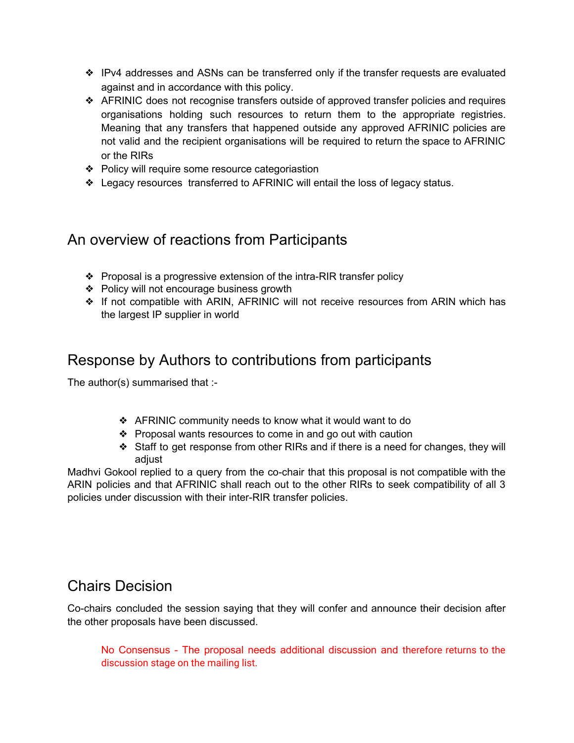- IPv4 addresses and ASNs can be transferred only if the transfer requests are evaluated against and in accordance with this policy.
- AFRINIC does not recognise transfers outside of approved transfer policies and requires organisations holding such resources to return them to the appropriate registries. Meaning that any transfers that happened outside any approved AFRINIC policies are not valid and the recipient organisations will be required to return the space to AFRINIC or the RIRs
- Policy will require some resource categoriastion
- Legacy resources transferred to AFRINIC will entail the loss of legacy status.

## An overview of reactions from Participants

- Proposal is a progressive extension of the intra-RIR transfer policy
- Policy will not encourage business growth
- If not compatible with ARIN, AFRINIC will not receive resources from ARIN which has the largest IP supplier in world

## Response by Authors to contributions from participants

The author(s) summarised that :-

- AFRINIC community needs to know what it would want to do
- Proposal wants resources to come in and go out with caution
- Staff to get response from other RIRs and if there is a need for changes, they will adjust

Madhvi Gokool replied to a query from the co-chair that this proposal is not compatible with the ARIN policies and that AFRINIC shall reach out to the other RIRs to seek compatibility of all 3 policies under discussion with their inter-RIR transfer policies.

## Chairs Decision

Co-chairs concluded the session saying that they will confer and announce their decision after the other proposals have been discussed.

> No Consensus - The proposal needs additional discussion and therefore returns to the discussion stage on the mailing list.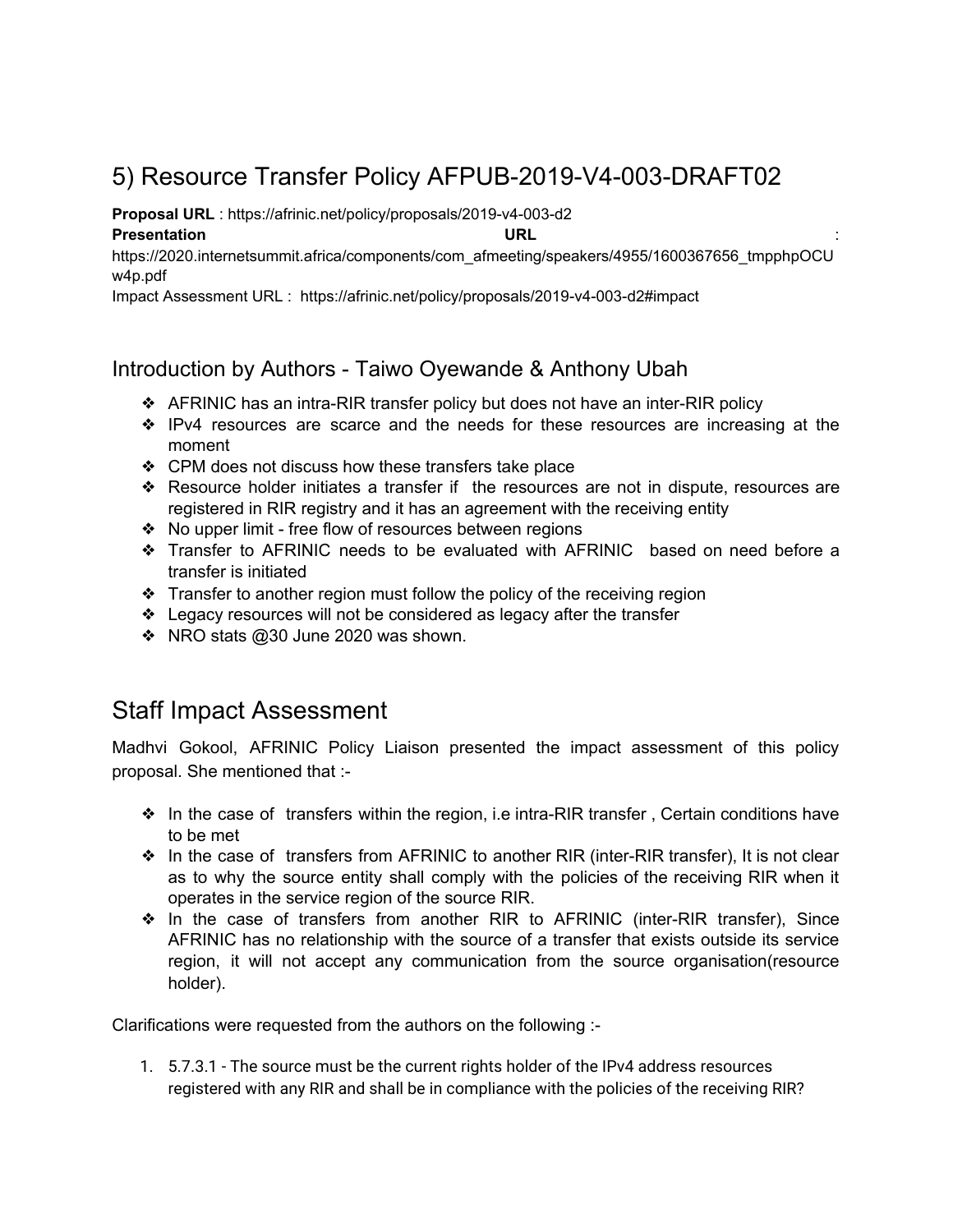## 5) Resource Transfer Policy AFPUB-2019-V4-003-DRAFT02

**Proposal URL** : https://afrinic.net/policy/proposals/2019-v4-003-d2
**Presentation URL** : https://2020.internetsummit.africa/components/com_afmeeting/speakers/4955/1600367656_tmpphpOCUw4p.pdf
Impact Assessment URL : https://afrinic.net/policy/proposals/2019-v4-003-d2#impact

### Introduction by Authors - Taiwo Oyewande & Anthony Ubah

- AFRINIC has an intra-RIR transfer policy but does not have an inter-RIR policy
- IPv4 resources are scarce and the needs for these resources are increasing at the moment
- CPM does not discuss how these transfers take place
- Resource holder initiates a transfer if the resources are not in dispute, resources are registered in RIR registry and it has an agreement with the receiving entity
- No upper limit - free flow of resources between regions
- Transfer to AFRINIC needs to be evaluated with AFRINIC based on need before a transfer is initiated
- Transfer to another region must follow the policy of the receiving region
- Legacy resources will not be considered as legacy after the transfer
- NRO stats @30 June 2020 was shown.

## Staff Impact Assessment

Madhvi Gokool, AFRINIC Policy Liaison presented the impact assessment of this policy proposal. She mentioned that :-

- In the case of transfers within the region, i.e intra-RIR transfer , Certain conditions have to be met
- In the case of transfers from AFRINIC to another RIR (inter-RIR transfer), It is not clear as to why the source entity shall comply with the policies of the receiving RIR when it operates in the service region of the source RIR.
- In the case of transfers from another RIR to AFRINIC (inter-RIR transfer), Since AFRINIC has no relationship with the source of a transfer that exists outside its service region, it will not accept any communication from the source organisation(resource holder).

Clarifications were requested from the authors on the following :-

1. 5.7.3.1 - The source must be the current rights holder of the IPv4 address resources registered with any RIR and shall be in compliance with the policies of the receiving RIR?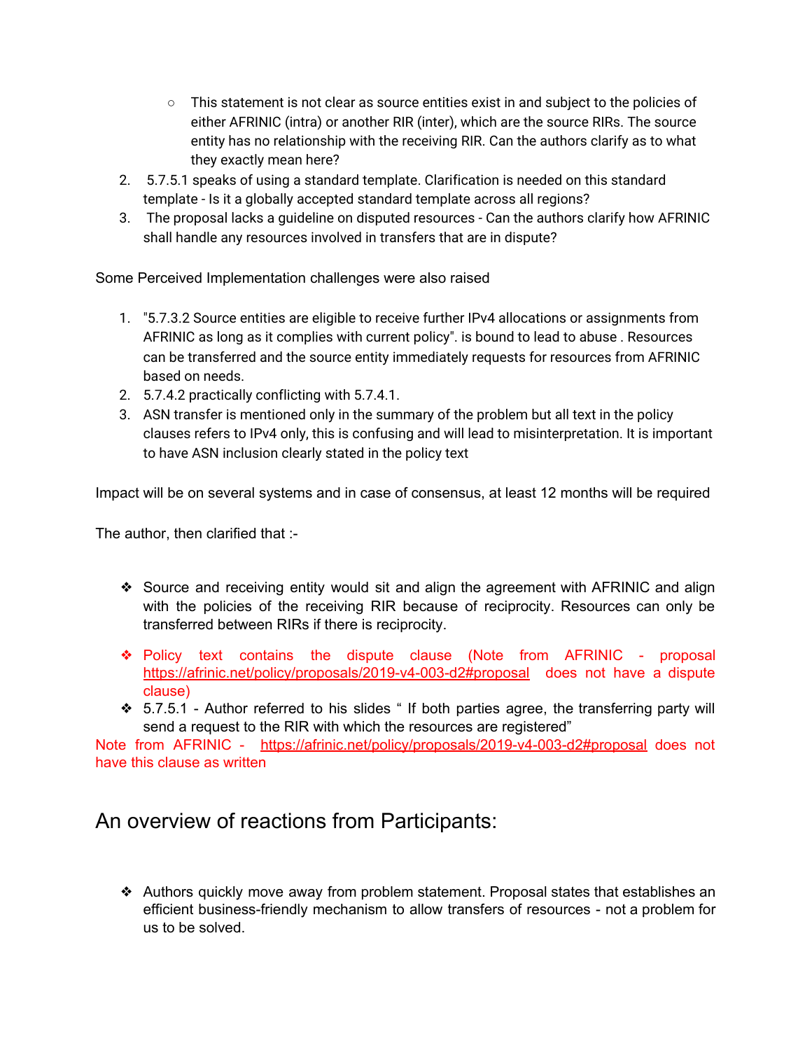- This statement is not clear as source entities exist in and subject to the policies of either AFRINIC (intra) or another RIR (inter), which are the source RIRs. The source entity has no relationship with the receiving RIR. Can the authors clarify as to what they exactly mean here?
2. 5.7.5.1 speaks of using a standard template. Clarification is needed on this standard template - Is it a globally accepted standard template across all regions?
3. The proposal lacks a guideline on disputed resources - Can the authors clarify how AFRINIC shall handle any resources involved in transfers that are in dispute?

Some Perceived Implementation challenges were also raised

1. "5.7.3.2 Source entities are eligible to receive further IPv4 allocations or assignments from AFRINIC as long as it complies with current policy". is bound to lead to abuse . Resources can be transferred and the source entity immediately requests for resources from AFRINIC based on needs.
2. 5.7.4.2 practically conflicting with 5.7.4.1.
3. ASN transfer is mentioned only in the summary of the problem but all text in the policy clauses refers to IPv4 only, this is confusing and will lead to misinterpretation. It is important to have ASN inclusion clearly stated in the policy text

Impact will be on several systems and in case of consensus, at least 12 months will be required

The author, then clarified that :-

- Source and receiving entity would sit and align the agreement with AFRINIC and align with the policies of the receiving RIR because of reciprocity. Resources can only be transferred between RIRs if there is reciprocity.
- Policy text contains the dispute clause (Note from AFRINIC - proposal https://afrinic.net/policy/proposals/2019-v4-003-d2#proposal does not have a dispute clause)
- 5.7.5.1 - Author referred to his slides " If both parties agree, the transferring party will send a request to the RIR with which the resources are registered"

Note from AFRINIC - https://afrinic.net/policy/proposals/2019-v4-003-d2#proposal does not have this clause as written

## An overview of reactions from Participants:

- Authors quickly move away from problem statement. Proposal states that establishes an efficient business-friendly mechanism to allow transfers of resources - not a problem for us to be solved.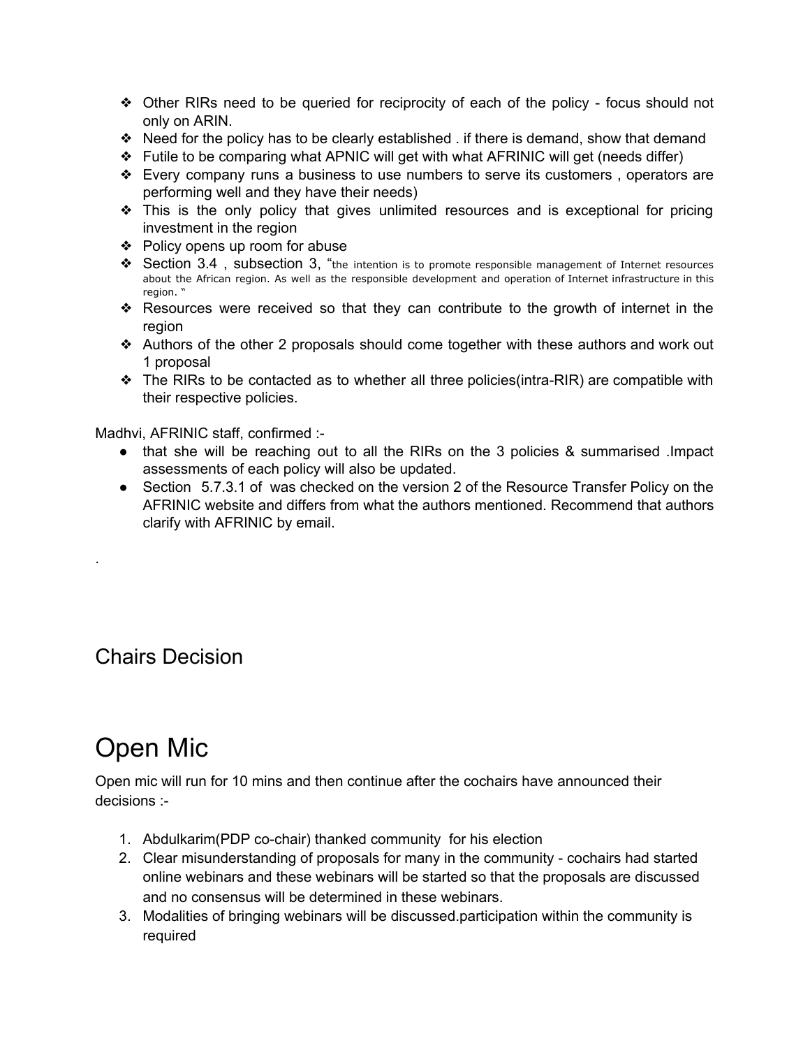- Other RIRs need to be queried for reciprocity of each of the policy - focus should not only on ARIN.
- Need for the policy has to be clearly established . if there is demand, show that demand
- Futile to be comparing what APNIC will get with what AFRINIC will get (needs differ)
- Every company runs a business to use numbers to serve its customers , operators are performing well and they have their needs)
- This is the only policy that gives unlimited resources and is exceptional for pricing investment in the region
- Policy opens up room for abuse
- Section 3.4 , subsection 3, "the intention is to promote responsible management of Internet resources about the African region. As well as the responsible development and operation of Internet infrastructure in this region. "
- Resources were received so that they can contribute to the growth of internet in the region
- Authors of the other 2 proposals should come together with these authors and work out 1 proposal
- The RIRs to be contacted as to whether all three policies(intra-RIR) are compatible with their respective policies.

Madhvi, AFRINIC staff, confirmed :-

- that she will be reaching out to all the RIRs on the 3 policies & summarised .Impact assessments of each policy will also be updated.
- Section 5.7.3.1 of was checked on the version 2 of the Resource Transfer Policy on the AFRINIC website and differs from what the authors mentioned. Recommend that authors clarify with AFRINIC by email.

.

## Chairs Decision

# Open Mic

Open mic will run for 10 mins and then continue after the cochairs have announced their decisions :-

1. Abdulkarim(PDP co-chair) thanked community for his election
2. Clear misunderstanding of proposals for many in the community - cochairs had started online webinars and these webinars will be started so that the proposals are discussed and no consensus will be determined in these webinars.
3. Modalities of bringing webinars will be discussed.participation within the community is required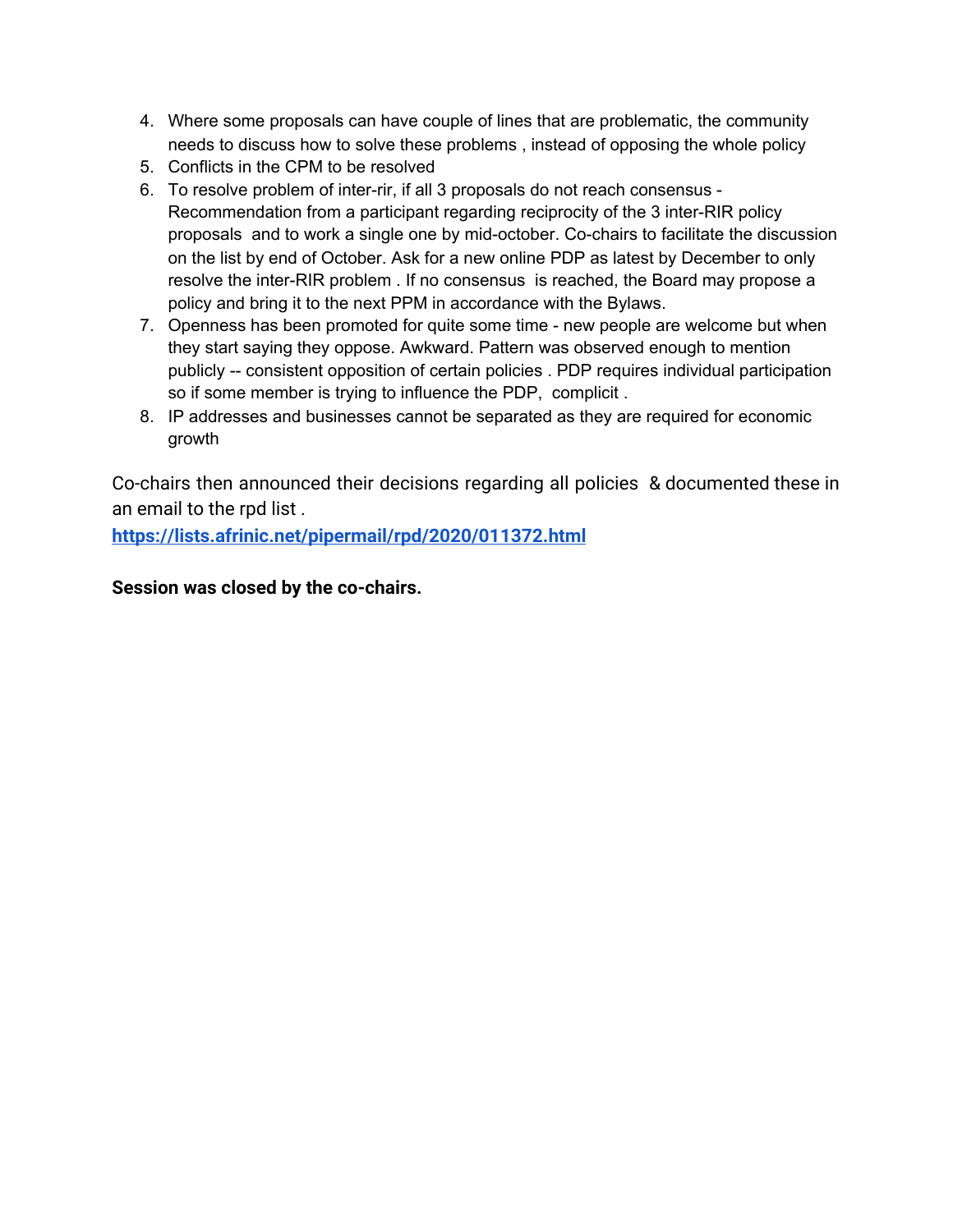4. Where some proposals can have couple of lines that are problematic, the community needs to discuss how to solve these problems , instead of opposing the whole policy
5. Conflicts in the CPM to be resolved
6. To resolve problem of inter-rir, if all 3 proposals do not reach consensus - Recommendation from a participant regarding reciprocity of the 3 inter-RIR policy proposals and to work a single one by mid-october. Co-chairs to facilitate the discussion on the list by end of October. Ask for a new online PDP as latest by December to only resolve the inter-RIR problem . If no consensus is reached, the Board may propose a policy and bring it to the next PPM in accordance with the Bylaws.
7. Openness has been promoted for quite some time - new people are welcome but when they start saying they oppose. Awkward. Pattern was observed enough to mention publicly -- consistent opposition of certain policies . PDP requires individual participation so if some member is trying to influence the PDP, complicit .
8. IP addresses and businesses cannot be separated as they are required for economic growth

Co-chairs then announced their decisions regarding all policies & documented these in an email to the rpd list .
**https://lists.afrinic.net/pipermail/rpd/2020/011372.html**

**Session was closed by the co-chairs.**